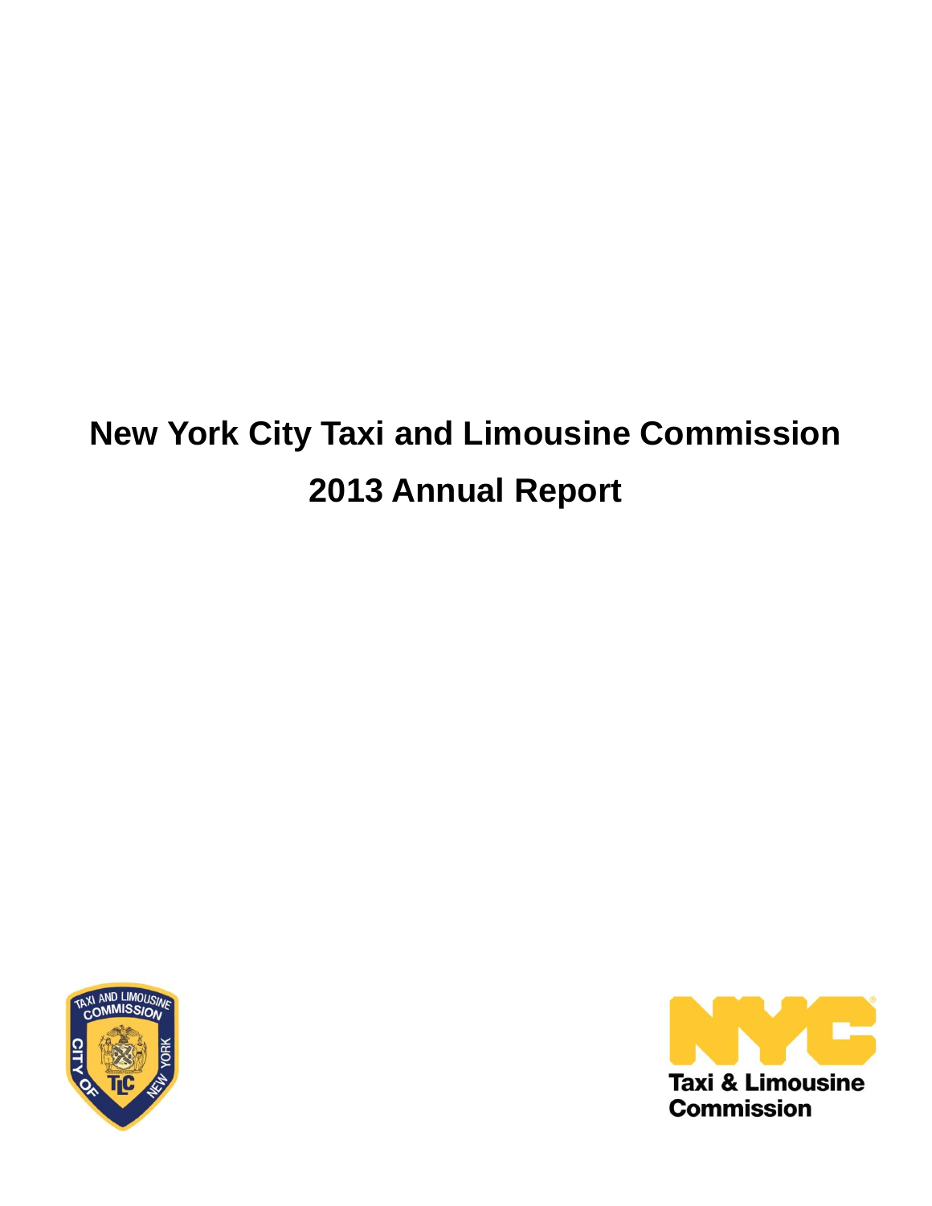# New York City Taxi and Limousine Commission

# 2013 Annual Report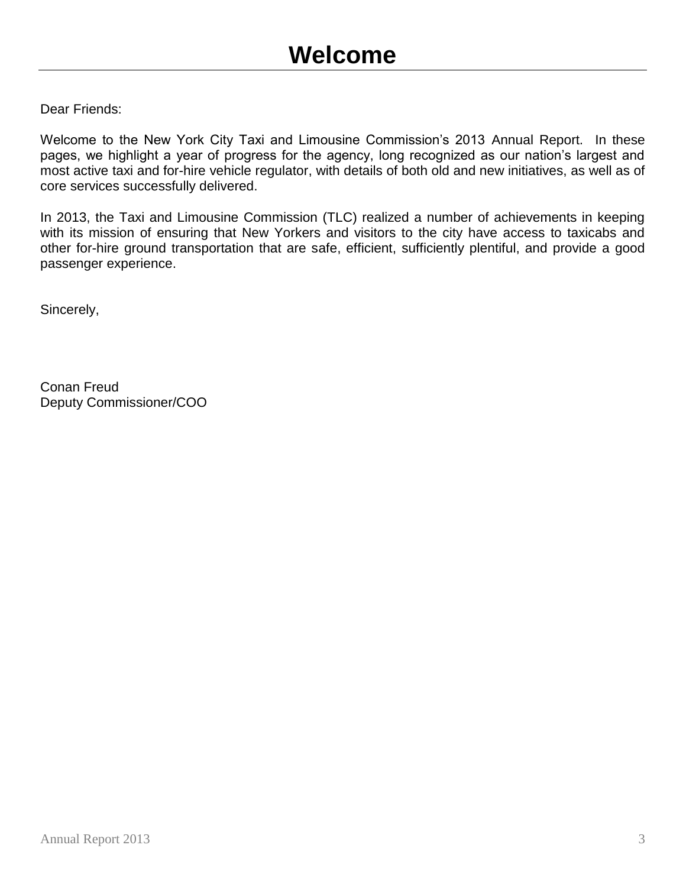# Welcome

Dear Friends:

Welcome to the New York City Taxi and Limousine Commission's 2013 Annual Report. In these pages, we highlight a year of progress for the agency, long recognized as our nation's largest and most active taxi and for-hire vehicle regulator, with details of both old and new initiatives, as well as of core services successfully delivered.

In 2013, the Taxi and Limousine Commission (TLC) realized a number of achievements in keeping with its mission of ensuring that New Yorkers and visitors to the city have access to taxicabs and other for-hire ground transportation that are safe, efficient, sufficiently plentiful, and provide a good passenger experience.

Sincerely,

Conan Freud
Deputy Commissioner/COO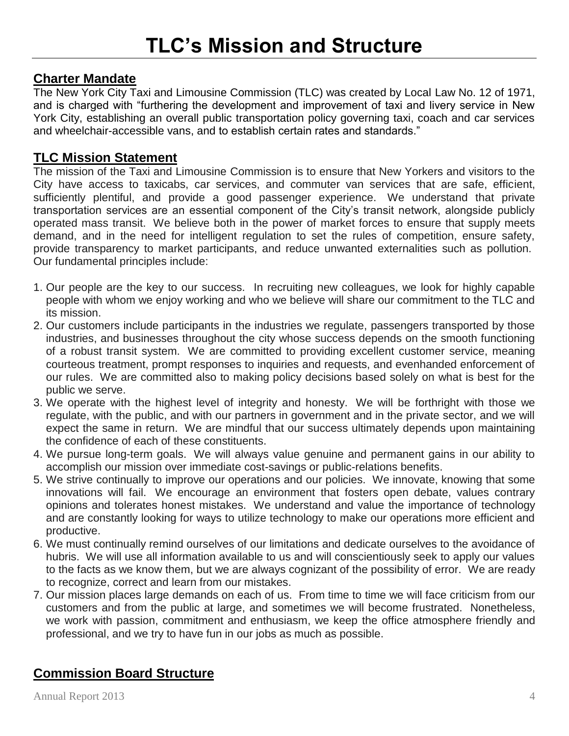# TLC's Mission and Structure

## Charter Mandate

The New York City Taxi and Limousine Commission (TLC) was created by Local Law No. 12 of 1971, and is charged with "furthering the development and improvement of taxi and livery service in New York City, establishing an overall public transportation policy governing taxi, coach and car services and wheelchair-accessible vans, and to establish certain rates and standards."

## TLC Mission Statement

The mission of the Taxi and Limousine Commission is to ensure that New Yorkers and visitors to the City have access to taxicabs, car services, and commuter van services that are safe, efficient, sufficiently plentiful, and provide a good passenger experience. We understand that private transportation services are an essential component of the City's transit network, alongside publicly operated mass transit. We believe both in the power of market forces to ensure that supply meets demand, and in the need for intelligent regulation to set the rules of competition, ensure safety, provide transparency to market participants, and reduce unwanted externalities such as pollution. Our fundamental principles include:

1. Our people are the key to our success. In recruiting new colleagues, we look for highly capable people with whom we enjoy working and who we believe will share our commitment to the TLC and its mission.
2. Our customers include participants in the industries we regulate, passengers transported by those industries, and businesses throughout the city whose success depends on the smooth functioning of a robust transit system. We are committed to providing excellent customer service, meaning courteous treatment, prompt responses to inquiries and requests, and evenhanded enforcement of our rules. We are committed also to making policy decisions based solely on what is best for the public we serve.
3. We operate with the highest level of integrity and honesty. We will be forthright with those we regulate, with the public, and with our partners in government and in the private sector, and we will expect the same in return. We are mindful that our success ultimately depends upon maintaining the confidence of each of these constituents.
4. We pursue long-term goals. We will always value genuine and permanent gains in our ability to accomplish our mission over immediate cost-savings or public-relations benefits.
5. We strive continually to improve our operations and our policies. We innovate, knowing that some innovations will fail. We encourage an environment that fosters open debate, values contrary opinions and tolerates honest mistakes. We understand and value the importance of technology and are constantly looking for ways to utilize technology to make our operations more efficient and productive.
6. We must continually remind ourselves of our limitations and dedicate ourselves to the avoidance of hubris. We will use all information available to us and will conscientiously seek to apply our values to the facts as we know them, but we are always cognizant of the possibility of error. We are ready to recognize, correct and learn from our mistakes.
7. Our mission places large demands on each of us. From time to time we will face criticism from our customers and from the public at large, and sometimes we will become frustrated. Nonetheless, we work with passion, commitment and enthusiasm, we keep the office atmosphere friendly and professional, and we try to have fun in our jobs as much as possible.

## Commission Board Structure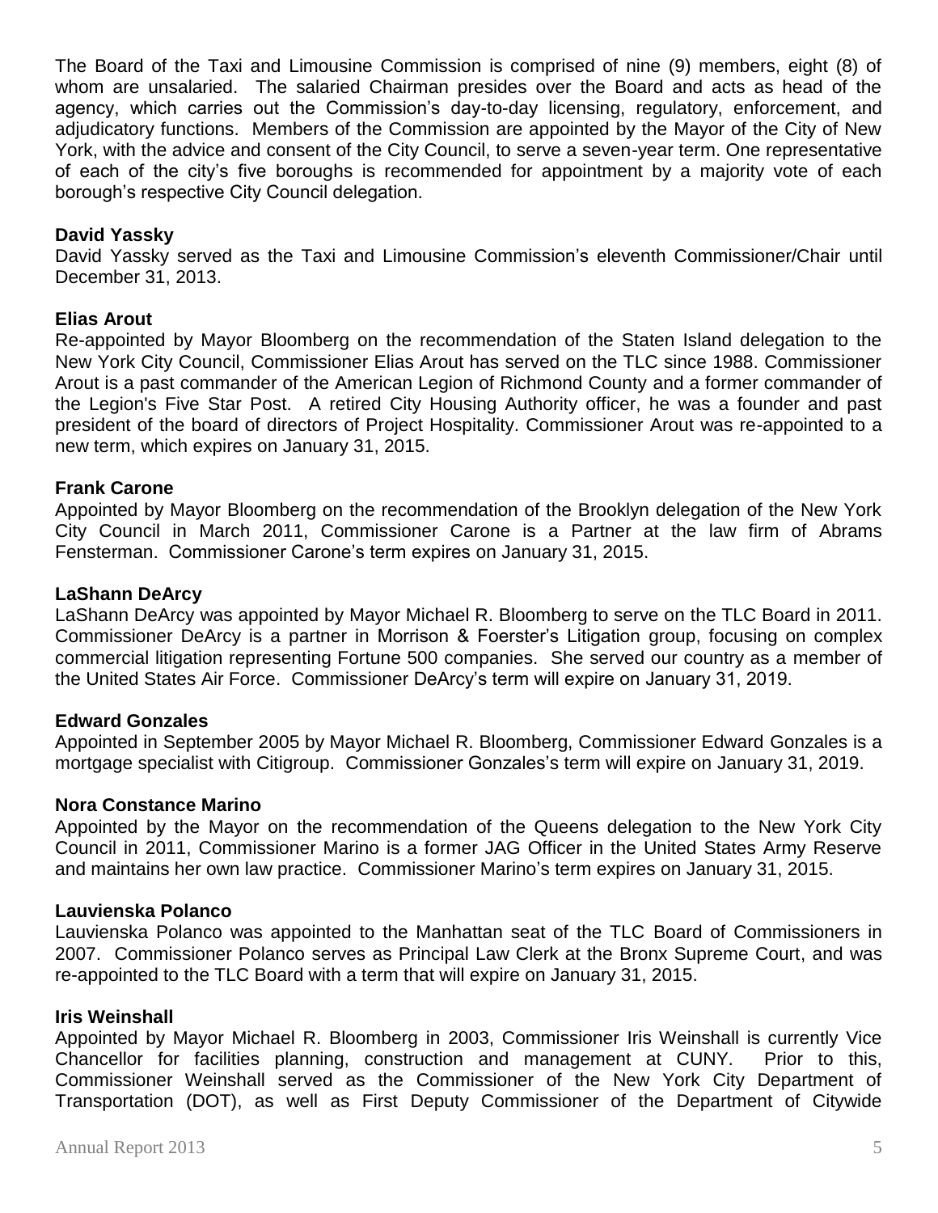The Board of the Taxi and Limousine Commission is comprised of nine (9) members, eight (8) of whom are unsalaried. The salaried Chairman presides over the Board and acts as head of the agency, which carries out the Commission's day-to-day licensing, regulatory, enforcement, and adjudicatory functions. Members of the Commission are appointed by the Mayor of the City of New York, with the advice and consent of the City Council, to serve a seven-year term. One representative of each of the city's five boroughs is recommended for appointment by a majority vote of each borough's respective City Council delegation.

**David Yassky**

David Yassky served as the Taxi and Limousine Commission's eleventh Commissioner/Chair until December 31, 2013.

**Elias Arout**

Re-appointed by Mayor Bloomberg on the recommendation of the Staten Island delegation to the New York City Council, Commissioner Elias Arout has served on the TLC since 1988. Commissioner Arout is a past commander of the American Legion of Richmond County and a former commander of the Legion's Five Star Post. A retired City Housing Authority officer, he was a founder and past president of the board of directors of Project Hospitality. Commissioner Arout was re-appointed to a new term, which expires on January 31, 2015.

**Frank Carone**

Appointed by Mayor Bloomberg on the recommendation of the Brooklyn delegation of the New York City Council in March 2011, Commissioner Carone is a Partner at the law firm of Abrams Fensterman. Commissioner Carone's term expires on January 31, 2015.

**LaShann DeArcy**

LaShann DeArcy was appointed by Mayor Michael R. Bloomberg to serve on the TLC Board in 2011. Commissioner DeArcy is a partner in Morrison & Foerster's Litigation group, focusing on complex commercial litigation representing Fortune 500 companies. She served our country as a member of the United States Air Force. Commissioner DeArcy's term will expire on January 31, 2019.

**Edward Gonzales**

Appointed in September 2005 by Mayor Michael R. Bloomberg, Commissioner Edward Gonzales is a mortgage specialist with Citigroup. Commissioner Gonzales's term will expire on January 31, 2019.

**Nora Constance Marino**

Appointed by the Mayor on the recommendation of the Queens delegation to the New York City Council in 2011, Commissioner Marino is a former JAG Officer in the United States Army Reserve and maintains her own law practice. Commissioner Marino's term expires on January 31, 2015.

**Lauvienska Polanco**

Lauvienska Polanco was appointed to the Manhattan seat of the TLC Board of Commissioners in 2007. Commissioner Polanco serves as Principal Law Clerk at the Bronx Supreme Court, and was re-appointed to the TLC Board with a term that will expire on January 31, 2015.

**Iris Weinshall**

Appointed by Mayor Michael R. Bloomberg in 2003, Commissioner Iris Weinshall is currently Vice Chancellor for facilities planning, construction and management at CUNY. Prior to this, Commissioner Weinshall served as the Commissioner of the New York City Department of Transportation (DOT), as well as First Deputy Commissioner of the Department of Citywide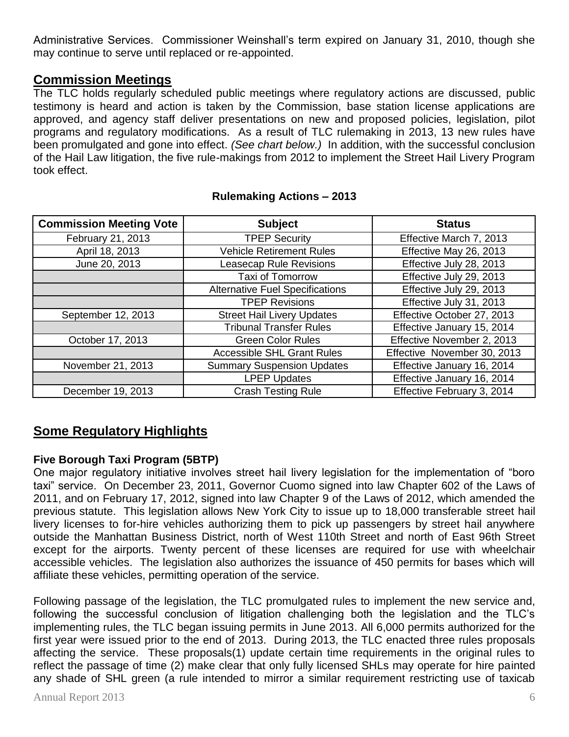Administrative Services. Commissioner Weinshall's term expired on January 31, 2010, though she may continue to serve until replaced or re-appointed.

## Commission Meetings

The TLC holds regularly scheduled public meetings where regulatory actions are discussed, public testimony is heard and action is taken by the Commission, base station license applications are approved, and agency staff deliver presentations on new and proposed policies, legislation, pilot programs and regulatory modifications. As a result of TLC rulemaking in 2013, 13 new rules have been promulgated and gone into effect. *(See chart below.)* In addition, with the successful conclusion of the Hail Law litigation, the five rule-makings from 2012 to implement the Street Hail Livery Program took effect.

**Rulemaking Actions – 2013**

| Commission Meeting Vote | Subject | Status |
|---|---|---|
| February 21, 2013 | TPEP Security | Effective March 7, 2013 |
| April 18, 2013 | Vehicle Retirement Rules | Effective May 26, 2013 |
| June 20, 2013 | Leasecap Rule Revisions | Effective July 28, 2013 |
| | Taxi of Tomorrow | Effective July 29, 2013 |
| | Alternative Fuel Specifications | Effective July 29, 2013 |
| | TPEP Revisions | Effective July 31, 2013 |
| September 12, 2013 | Street Hail Livery Updates | Effective October 27, 2013 |
| | Tribunal Transfer Rules | Effective January 15, 2014 |
| October 17, 2013 | Green Color Rules | Effective November 2, 2013 |
| | Accessible SHL Grant Rules | Effective November 30, 2013 |
| November 21, 2013 | Summary Suspension Updates | Effective January 16, 2014 |
| | LPEP Updates | Effective January 16, 2014 |
| December 19, 2013 | Crash Testing Rule | Effective February 3, 2014 |

## Some Regulatory Highlights

### Five Borough Taxi Program (5BTP)

One major regulatory initiative involves street hail livery legislation for the implementation of "boro taxi" service. On December 23, 2011, Governor Cuomo signed into law Chapter 602 of the Laws of 2011, and on February 17, 2012, signed into law Chapter 9 of the Laws of 2012, which amended the previous statute. This legislation allows New York City to issue up to 18,000 transferable street hail livery licenses to for-hire vehicles authorizing them to pick up passengers by street hail anywhere outside the Manhattan Business District, north of West 110th Street and north of East 96th Street except for the airports. Twenty percent of these licenses are required for use with wheelchair accessible vehicles. The legislation also authorizes the issuance of 450 permits for bases which will affiliate these vehicles, permitting operation of the service.

Following passage of the legislation, the TLC promulgated rules to implement the new service and, following the successful conclusion of litigation challenging both the legislation and the TLC's implementing rules, the TLC began issuing permits in June 2013. All 6,000 permits authorized for the first year were issued prior to the end of 2013. During 2013, the TLC enacted three rules proposals affecting the service. These proposals(1) update certain time requirements in the original rules to reflect the passage of time (2) make clear that only fully licensed SHLs may operate for hire painted any shade of SHL green (a rule intended to mirror a similar requirement restricting use of taxicab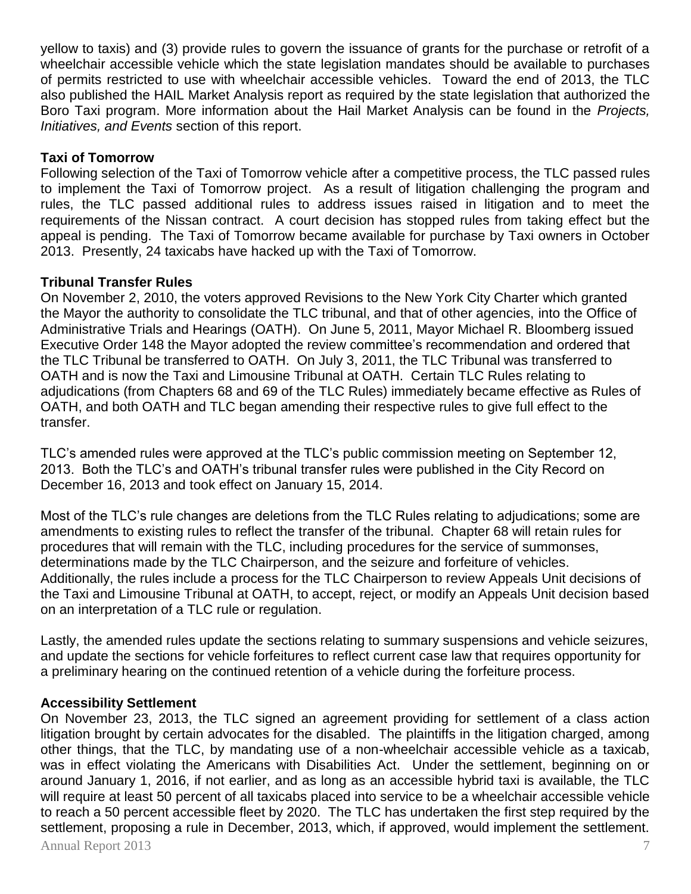yellow to taxis) and (3) provide rules to govern the issuance of grants for the purchase or retrofit of a wheelchair accessible vehicle which the state legislation mandates should be available to purchases of permits restricted to use with wheelchair accessible vehicles. Toward the end of 2013, the TLC also published the HAIL Market Analysis report as required by the state legislation that authorized the Boro Taxi program. More information about the Hail Market Analysis can be found in the *Projects, Initiatives, and Events* section of this report.

**Taxi of Tomorrow**

Following selection of the Taxi of Tomorrow vehicle after a competitive process, the TLC passed rules to implement the Taxi of Tomorrow project. As a result of litigation challenging the program and rules, the TLC passed additional rules to address issues raised in litigation and to meet the requirements of the Nissan contract. A court decision has stopped rules from taking effect but the appeal is pending. The Taxi of Tomorrow became available for purchase by Taxi owners in October 2013. Presently, 24 taxicabs have hacked up with the Taxi of Tomorrow.

**Tribunal Transfer Rules**

On November 2, 2010, the voters approved Revisions to the New York City Charter which granted the Mayor the authority to consolidate the TLC tribunal, and that of other agencies, into the Office of Administrative Trials and Hearings (OATH). On June 5, 2011, Mayor Michael R. Bloomberg issued Executive Order 148 the Mayor adopted the review committee's recommendation and ordered that the TLC Tribunal be transferred to OATH. On July 3, 2011, the TLC Tribunal was transferred to OATH and is now the Taxi and Limousine Tribunal at OATH. Certain TLC Rules relating to adjudications (from Chapters 68 and 69 of the TLC Rules) immediately became effective as Rules of OATH, and both OATH and TLC began amending their respective rules to give full effect to the transfer.

TLC's amended rules were approved at the TLC's public commission meeting on September 12, 2013. Both the TLC's and OATH's tribunal transfer rules were published in the City Record on December 16, 2013 and took effect on January 15, 2014.

Most of the TLC's rule changes are deletions from the TLC Rules relating to adjudications; some are amendments to existing rules to reflect the transfer of the tribunal. Chapter 68 will retain rules for procedures that will remain with the TLC, including procedures for the service of summonses, determinations made by the TLC Chairperson, and the seizure and forfeiture of vehicles. Additionally, the rules include a process for the TLC Chairperson to review Appeals Unit decisions of the Taxi and Limousine Tribunal at OATH, to accept, reject, or modify an Appeals Unit decision based on an interpretation of a TLC rule or regulation.

Lastly, the amended rules update the sections relating to summary suspensions and vehicle seizures, and update the sections for vehicle forfeitures to reflect current case law that requires opportunity for a preliminary hearing on the continued retention of a vehicle during the forfeiture process.

**Accessibility Settlement**

On November 23, 2013, the TLC signed an agreement providing for settlement of a class action litigation brought by certain advocates for the disabled. The plaintiffs in the litigation charged, among other things, that the TLC, by mandating use of a non-wheelchair accessible vehicle as a taxicab, was in effect violating the Americans with Disabilities Act. Under the settlement, beginning on or around January 1, 2016, if not earlier, and as long as an accessible hybrid taxi is available, the TLC will require at least 50 percent of all taxicabs placed into service to be a wheelchair accessible vehicle to reach a 50 percent accessible fleet by 2020. The TLC has undertaken the first step required by the settlement, proposing a rule in December, 2013, which, if approved, would implement the settlement.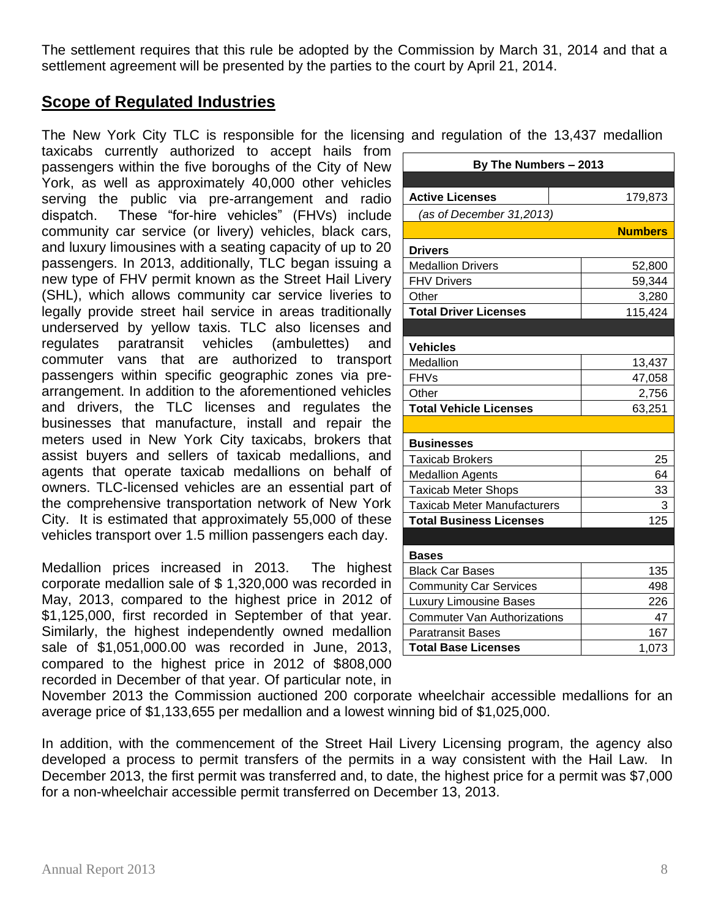The settlement requires that this rule be adopted by the Commission by March 31, 2014 and that a settlement agreement will be presented by the parties to the court by April 21, 2014.

## Scope of Regulated Industries

The New York City TLC is responsible for the licensing and regulation of the 13,437 medallion taxicabs currently authorized to accept hails from passengers within the five boroughs of the City of New York, as well as approximately 40,000 other vehicles serving the public via pre-arrangement and radio dispatch. These "for-hire vehicles" (FHVs) include community car service (or livery) vehicles, black cars, and luxury limousines with a seating capacity of up to 20 passengers. In 2013, additionally, TLC began issuing a new type of FHV permit known as the Street Hail Livery (SHL), which allows community car service liveries to legally provide street hail service in areas traditionally underserved by yellow taxis. TLC also licenses and regulates paratransit vehicles (ambulettes) and commuter vans that are authorized to transport passengers within specific geographic zones via pre-arrangement. In addition to the aforementioned vehicles and drivers, the TLC licenses and regulates the businesses that manufacture, install and repair the meters used in New York City taxicabs, brokers that assist buyers and sellers of taxicab medallions, and agents that operate taxicab medallions on behalf of owners. TLC-licensed vehicles are an essential part of the comprehensive transportation network of New York City. It is estimated that approximately 55,000 of these vehicles transport over 1.5 million passengers each day.

| By The Numbers – 2013 | |
|---|---|
| **Active Licenses** | 179,873 |
| *(as of December 31,2013)* | |
| | **Numbers** |
| **Drivers** | |
| Medallion Drivers | 52,800 |
| FHV Drivers | 59,344 |
| Other | 3,280 |
| **Total Driver Licenses** | 115,424 |
| **Vehicles** | |
| Medallion | 13,437 |
| FHVs | 47,058 |
| Other | 2,756 |
| **Total Vehicle Licenses** | 63,251 |
| **Businesses** | |
| Taxicab Brokers | 25 |
| Medallion Agents | 64 |
| Taxicab Meter Shops | 33 |
| Taxicab Meter Manufacturers | 3 |
| **Total Business Licenses** | 125 |
| **Bases** | |
| Black Car Bases | 135 |
| Community Car Services | 498 |
| Luxury Limousine Bases | 226 |
| Commuter Van Authorizations | 47 |
| Paratransit Bases | 167 |
| **Total Base Licenses** | 1,073 |

Medallion prices increased in 2013. The highest corporate medallion sale of $ 1,320,000 was recorded in May, 2013, compared to the highest price in 2012 of $1,125,000, first recorded in September of that year. Similarly, the highest independently owned medallion sale of $1,051,000.00 was recorded in June, 2013, compared to the highest price in 2012 of $808,000 recorded in December of that year. Of particular note, in November 2013 the Commission auctioned 200 corporate wheelchair accessible medallions for an average price of $1,133,655 per medallion and a lowest winning bid of $1,025,000.

In addition, with the commencement of the Street Hail Livery Licensing program, the agency also developed a process to permit transfers of the permits in a way consistent with the Hail Law. In December 2013, the first permit was transferred and, to date, the highest price for a permit was $7,000 for a non-wheelchair accessible permit transferred on December 13, 2013.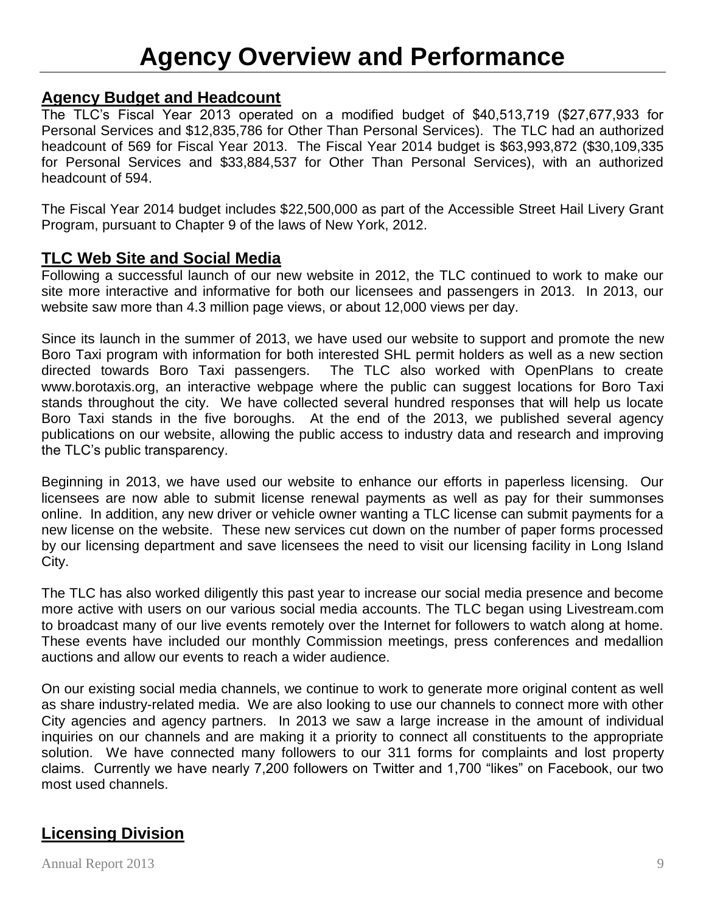# Agency Overview and Performance

## Agency Budget and Headcount

The TLC's Fiscal Year 2013 operated on a modified budget of $40,513,719 ($27,677,933 for Personal Services and $12,835,786 for Other Than Personal Services). The TLC had an authorized headcount of 569 for Fiscal Year 2013. The Fiscal Year 2014 budget is $63,993,872 ($30,109,335 for Personal Services and $33,884,537 for Other Than Personal Services), with an authorized headcount of 594.

The Fiscal Year 2014 budget includes $22,500,000 as part of the Accessible Street Hail Livery Grant Program, pursuant to Chapter 9 of the laws of New York, 2012.

## TLC Web Site and Social Media

Following a successful launch of our new website in 2012, the TLC continued to work to make our site more interactive and informative for both our licensees and passengers in 2013. In 2013, our website saw more than 4.3 million page views, or about 12,000 views per day.

Since its launch in the summer of 2013, we have used our website to support and promote the new Boro Taxi program with information for both interested SHL permit holders as well as a new section directed towards Boro Taxi passengers. The TLC also worked with OpenPlans to create www.borotaxis.org, an interactive webpage where the public can suggest locations for Boro Taxi stands throughout the city. We have collected several hundred responses that will help us locate Boro Taxi stands in the five boroughs. At the end of the 2013, we published several agency publications on our website, allowing the public access to industry data and research and improving the TLC's public transparency.

Beginning in 2013, we have used our website to enhance our efforts in paperless licensing. Our licensees are now able to submit license renewal payments as well as pay for their summonses online. In addition, any new driver or vehicle owner wanting a TLC license can submit payments for a new license on the website. These new services cut down on the number of paper forms processed by our licensing department and save licensees the need to visit our licensing facility in Long Island City.

The TLC has also worked diligently this past year to increase our social media presence and become more active with users on our various social media accounts. The TLC began using Livestream.com to broadcast many of our live events remotely over the Internet for followers to watch along at home. These events have included our monthly Commission meetings, press conferences and medallion auctions and allow our events to reach a wider audience.

On our existing social media channels, we continue to work to generate more original content as well as share industry-related media. We are also looking to use our channels to connect more with other City agencies and agency partners. In 2013 we saw a large increase in the amount of individual inquiries on our channels and are making it a priority to connect all constituents to the appropriate solution. We have connected many followers to our 311 forms for complaints and lost property claims. Currently we have nearly 7,200 followers on Twitter and 1,700 "likes" on Facebook, our two most used channels.

## Licensing Division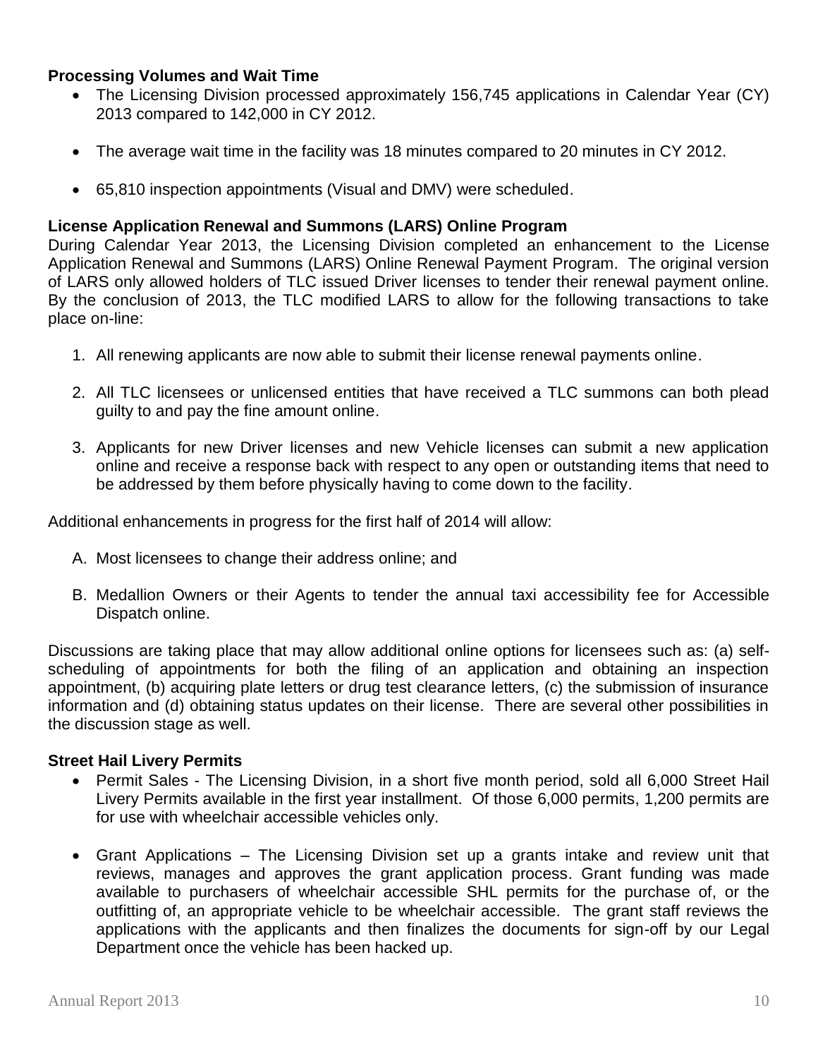**Processing Volumes and Wait Time**

- The Licensing Division processed approximately 156,745 applications in Calendar Year (CY) 2013 compared to 142,000 in CY 2012.
- The average wait time in the facility was 18 minutes compared to 20 minutes in CY 2012.
- 65,810 inspection appointments (Visual and DMV) were scheduled.

**License Application Renewal and Summons (LARS) Online Program**

During Calendar Year 2013, the Licensing Division completed an enhancement to the License Application Renewal and Summons (LARS) Online Renewal Payment Program. The original version of LARS only allowed holders of TLC issued Driver licenses to tender their renewal payment online. By the conclusion of 2013, the TLC modified LARS to allow for the following transactions to take place on-line:

1. All renewing applicants are now able to submit their license renewal payments online.
2. All TLC licensees or unlicensed entities that have received a TLC summons can both plead guilty to and pay the fine amount online.
3. Applicants for new Driver licenses and new Vehicle licenses can submit a new application online and receive a response back with respect to any open or outstanding items that need to be addressed by them before physically having to come down to the facility.

Additional enhancements in progress for the first half of 2014 will allow:

A. Most licensees to change their address online; and

B. Medallion Owners or their Agents to tender the annual taxi accessibility fee for Accessible Dispatch online.

Discussions are taking place that may allow additional online options for licensees such as: (a) self-scheduling of appointments for both the filing of an application and obtaining an inspection appointment, (b) acquiring plate letters or drug test clearance letters, (c) the submission of insurance information and (d) obtaining status updates on their license. There are several other possibilities in the discussion stage as well.

**Street Hail Livery Permits**

- Permit Sales - The Licensing Division, in a short five month period, sold all 6,000 Street Hail Livery Permits available in the first year installment. Of those 6,000 permits, 1,200 permits are for use with wheelchair accessible vehicles only.
- Grant Applications – The Licensing Division set up a grants intake and review unit that reviews, manages and approves the grant application process. Grant funding was made available to purchasers of wheelchair accessible SHL permits for the purchase of, or the outfitting of, an appropriate vehicle to be wheelchair accessible. The grant staff reviews the applications with the applicants and then finalizes the documents for sign-off by our Legal Department once the vehicle has been hacked up.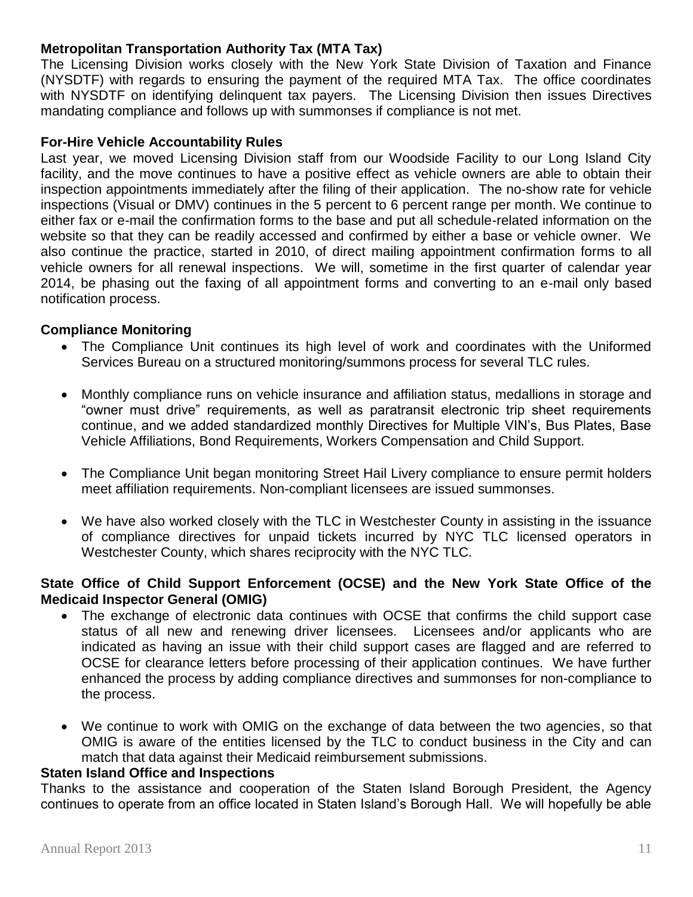**Metropolitan Transportation Authority Tax (MTA Tax)**

The Licensing Division works closely with the New York State Division of Taxation and Finance (NYSDTF) with regards to ensuring the payment of the required MTA Tax. The office coordinates with NYSDTF on identifying delinquent tax payers. The Licensing Division then issues Directives mandating compliance and follows up with summonses if compliance is not met.

**For-Hire Vehicle Accountability Rules**

Last year, we moved Licensing Division staff from our Woodside Facility to our Long Island City facility, and the move continues to have a positive effect as vehicle owners are able to obtain their inspection appointments immediately after the filing of their application. The no-show rate for vehicle inspections (Visual or DMV) continues in the 5 percent to 6 percent range per month. We continue to either fax or e-mail the confirmation forms to the base and put all schedule-related information on the website so that they can be readily accessed and confirmed by either a base or vehicle owner. We also continue the practice, started in 2010, of direct mailing appointment confirmation forms to all vehicle owners for all renewal inspections. We will, sometime in the first quarter of calendar year 2014, be phasing out the faxing of all appointment forms and converting to an e-mail only based notification process.

**Compliance Monitoring**

- The Compliance Unit continues its high level of work and coordinates with the Uniformed Services Bureau on a structured monitoring/summons process for several TLC rules.
- Monthly compliance runs on vehicle insurance and affiliation status, medallions in storage and "owner must drive" requirements, as well as paratransit electronic trip sheet requirements continue, and we added standardized monthly Directives for Multiple VIN's, Bus Plates, Base Vehicle Affiliations, Bond Requirements, Workers Compensation and Child Support.
- The Compliance Unit began monitoring Street Hail Livery compliance to ensure permit holders meet affiliation requirements. Non-compliant licensees are issued summonses.
- We have also worked closely with the TLC in Westchester County in assisting in the issuance of compliance directives for unpaid tickets incurred by NYC TLC licensed operators in Westchester County, which shares reciprocity with the NYC TLC.

**State Office of Child Support Enforcement (OCSE) and the New York State Office of the Medicaid Inspector General (OMIG)**

- The exchange of electronic data continues with OCSE that confirms the child support case status of all new and renewing driver licensees. Licensees and/or applicants who are indicated as having an issue with their child support cases are flagged and are referred to OCSE for clearance letters before processing of their application continues. We have further enhanced the process by adding compliance directives and summonses for non-compliance to the process.
- We continue to work with OMIG on the exchange of data between the two agencies, so that OMIG is aware of the entities licensed by the TLC to conduct business in the City and can match that data against their Medicaid reimbursement submissions.

**Staten Island Office and Inspections**

Thanks to the assistance and cooperation of the Staten Island Borough President, the Agency continues to operate from an office located in Staten Island's Borough Hall. We will hopefully be able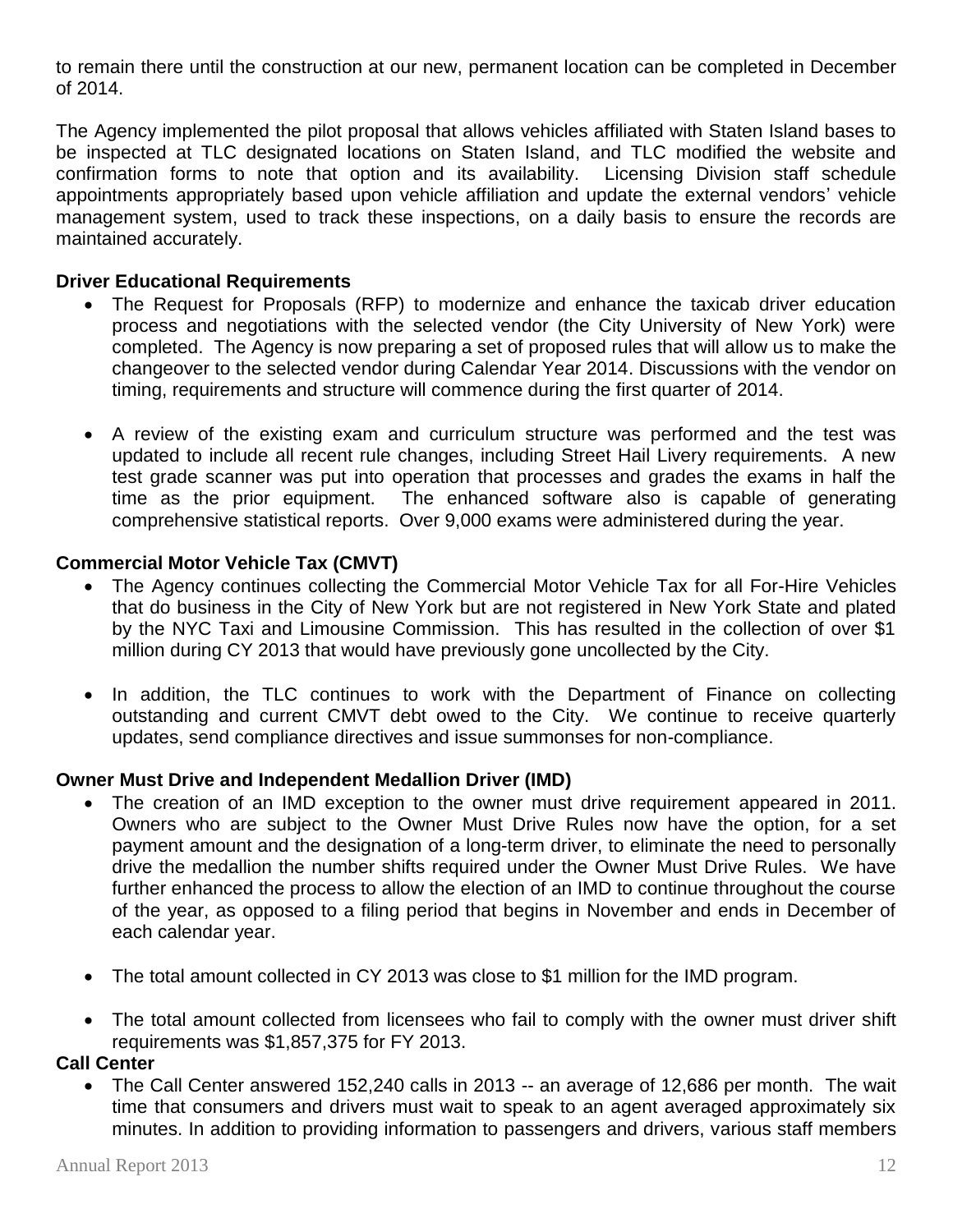to remain there until the construction at our new, permanent location can be completed in December of 2014.

The Agency implemented the pilot proposal that allows vehicles affiliated with Staten Island bases to be inspected at TLC designated locations on Staten Island, and TLC modified the website and confirmation forms to note that option and its availability. Licensing Division staff schedule appointments appropriately based upon vehicle affiliation and update the external vendors' vehicle management system, used to track these inspections, on a daily basis to ensure the records are maintained accurately.

**Driver Educational Requirements**

- The Request for Proposals (RFP) to modernize and enhance the taxicab driver education process and negotiations with the selected vendor (the City University of New York) were completed. The Agency is now preparing a set of proposed rules that will allow us to make the changeover to the selected vendor during Calendar Year 2014. Discussions with the vendor on timing, requirements and structure will commence during the first quarter of 2014.
- A review of the existing exam and curriculum structure was performed and the test was updated to include all recent rule changes, including Street Hail Livery requirements. A new test grade scanner was put into operation that processes and grades the exams in half the time as the prior equipment. The enhanced software also is capable of generating comprehensive statistical reports. Over 9,000 exams were administered during the year.

**Commercial Motor Vehicle Tax (CMVT)**

- The Agency continues collecting the Commercial Motor Vehicle Tax for all For-Hire Vehicles that do business in the City of New York but are not registered in New York State and plated by the NYC Taxi and Limousine Commission. This has resulted in the collection of over $1 million during CY 2013 that would have previously gone uncollected by the City.
- In addition, the TLC continues to work with the Department of Finance on collecting outstanding and current CMVT debt owed to the City. We continue to receive quarterly updates, send compliance directives and issue summonses for non-compliance.

**Owner Must Drive and Independent Medallion Driver (IMD)**

- The creation of an IMD exception to the owner must drive requirement appeared in 2011. Owners who are subject to the Owner Must Drive Rules now have the option, for a set payment amount and the designation of a long-term driver, to eliminate the need to personally drive the medallion the number shifts required under the Owner Must Drive Rules. We have further enhanced the process to allow the election of an IMD to continue throughout the course of the year, as opposed to a filing period that begins in November and ends in December of each calendar year.
- The total amount collected in CY 2013 was close to $1 million for the IMD program.
- The total amount collected from licensees who fail to comply with the owner must driver shift requirements was $1,857,375 for FY 2013.

**Call Center**

- The Call Center answered 152,240 calls in 2013 -- an average of 12,686 per month. The wait time that consumers and drivers must wait to speak to an agent averaged approximately six minutes. In addition to providing information to passengers and drivers, various staff members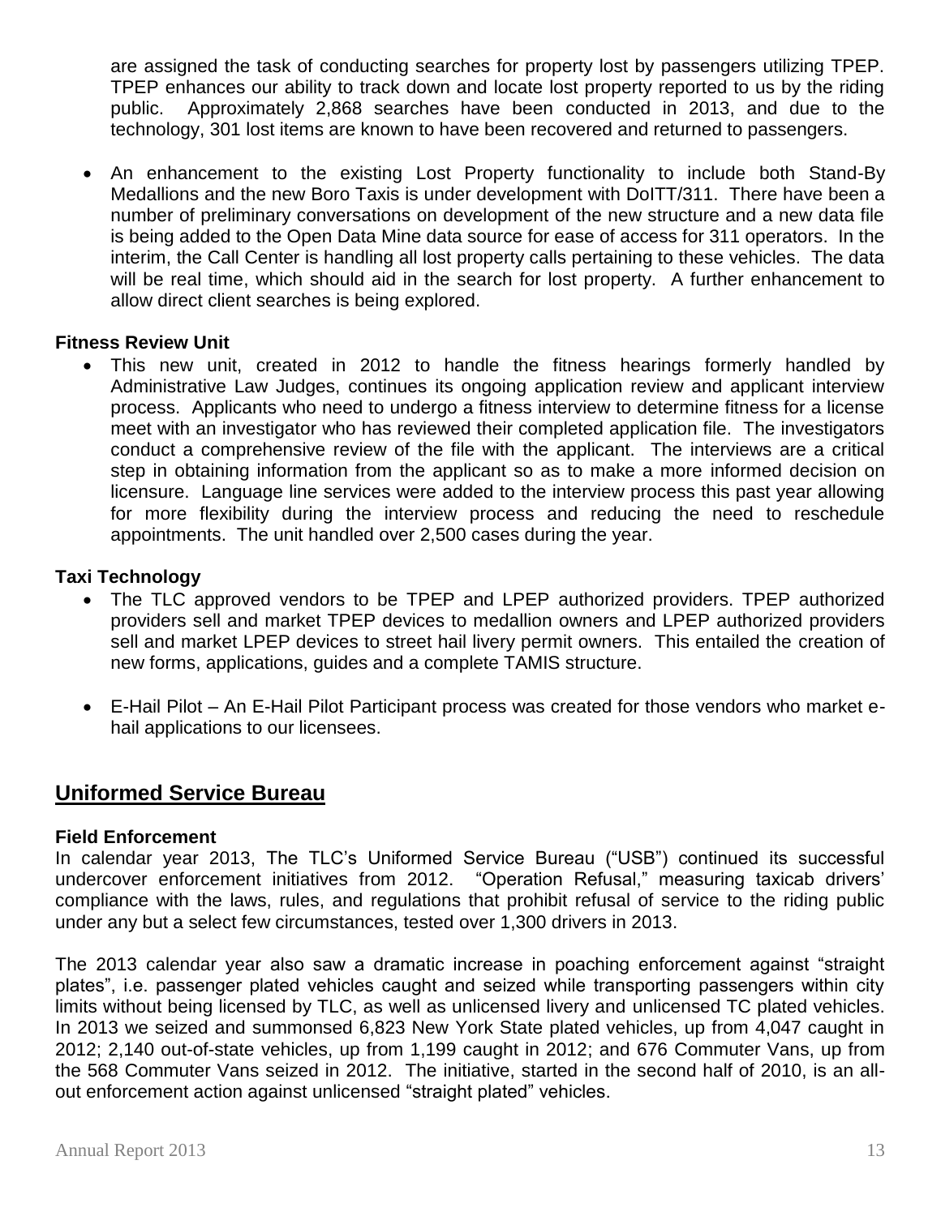are assigned the task of conducting searches for property lost by passengers utilizing TPEP. TPEP enhances our ability to track down and locate lost property reported to us by the riding public. Approximately 2,868 searches have been conducted in 2013, and due to the technology, 301 lost items are known to have been recovered and returned to passengers.

- An enhancement to the existing Lost Property functionality to include both Stand-By Medallions and the new Boro Taxis is under development with DoITT/311. There have been a number of preliminary conversations on development of the new structure and a new data file is being added to the Open Data Mine data source for ease of access for 311 operators. In the interim, the Call Center is handling all lost property calls pertaining to these vehicles. The data will be real time, which should aid in the search for lost property. A further enhancement to allow direct client searches is being explored.

**Fitness Review Unit**

- This new unit, created in 2012 to handle the fitness hearings formerly handled by Administrative Law Judges, continues its ongoing application review and applicant interview process. Applicants who need to undergo a fitness interview to determine fitness for a license meet with an investigator who has reviewed their completed application file. The investigators conduct a comprehensive review of the file with the applicant. The interviews are a critical step in obtaining information from the applicant so as to make a more informed decision on licensure. Language line services were added to the interview process this past year allowing for more flexibility during the interview process and reducing the need to reschedule appointments. The unit handled over 2,500 cases during the year.

**Taxi Technology**

- The TLC approved vendors to be TPEP and LPEP authorized providers. TPEP authorized providers sell and market TPEP devices to medallion owners and LPEP authorized providers sell and market LPEP devices to street hail livery permit owners. This entailed the creation of new forms, applications, guides and a complete TAMIS structure.

- E-Hail Pilot – An E-Hail Pilot Participant process was created for those vendors who market e-hail applications to our licensees.

## Uniformed Service Bureau

**Field Enforcement**

In calendar year 2013, The TLC's Uniformed Service Bureau ("USB") continued its successful undercover enforcement initiatives from 2012. "Operation Refusal," measuring taxicab drivers' compliance with the laws, rules, and regulations that prohibit refusal of service to the riding public under any but a select few circumstances, tested over 1,300 drivers in 2013.

The 2013 calendar year also saw a dramatic increase in poaching enforcement against "straight plates", i.e. passenger plated vehicles caught and seized while transporting passengers within city limits without being licensed by TLC, as well as unlicensed livery and unlicensed TC plated vehicles. In 2013 we seized and summonsed 6,823 New York State plated vehicles, up from 4,047 caught in 2012; 2,140 out-of-state vehicles, up from 1,199 caught in 2012; and 676 Commuter Vans, up from the 568 Commuter Vans seized in 2012. The initiative, started in the second half of 2010, is an all-out enforcement action against unlicensed "straight plated" vehicles.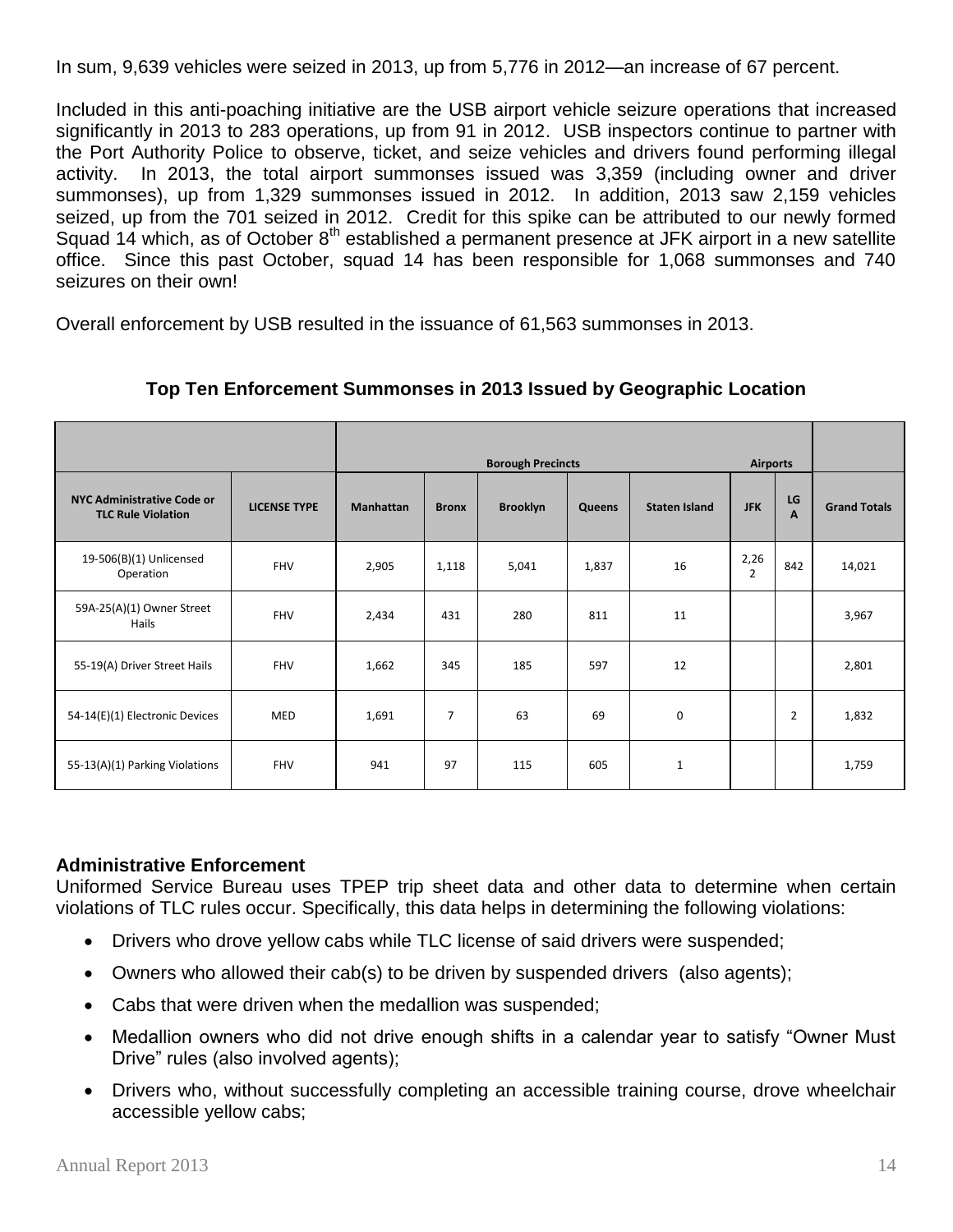In sum, 9,639 vehicles were seized in 2013, up from 5,776 in 2012—an increase of 67 percent.

Included in this anti-poaching initiative are the USB airport vehicle seizure operations that increased significantly in 2013 to 283 operations, up from 91 in 2012. USB inspectors continue to partner with the Port Authority Police to observe, ticket, and seize vehicles and drivers found performing illegal activity. In 2013, the total airport summonses issued was 3,359 (including owner and driver summonses), up from 1,329 summonses issued in 2012. In addition, 2013 saw 2,159 vehicles seized, up from the 701 seized in 2012. Credit for this spike can be attributed to our newly formed Squad 14 which, as of October 8th established a permanent presence at JFK airport in a new satellite office. Since this past October, squad 14 has been responsible for 1,068 summonses and 740 seizures on their own!

Overall enforcement by USB resulted in the issuance of 61,563 summonses in 2013.

## Top Ten Enforcement Summonses in 2013 Issued by Geographic Location

| | | Borough Precincts | | | | | Airports | | |
|---|---|---|---|---|---|---|---|---|---|
| NYC Administrative Code or TLC Rule Violation | LICENSE TYPE | Manhattan | Bronx | Brooklyn | Queens | Staten Island | JFK | LGA | Grand Totals |
| 19-506(B)(1) Unlicensed Operation | FHV | 2,905 | 1,118 | 5,041 | 1,837 | 16 | 2,262 | 842 | 14,021 |
| 59A-25(A)(1) Owner Street Hails | FHV | 2,434 | 431 | 280 | 811 | 11 | | | 3,967 |
| 55-19(A) Driver Street Hails | FHV | 1,662 | 345 | 185 | 597 | 12 | | | 2,801 |
| 54-14(E)(1) Electronic Devices | MED | 1,691 | 7 | 63 | 69 | 0 | | 2 | 1,832 |
| 55-13(A)(1) Parking Violations | FHV | 941 | 97 | 115 | 605 | 1 | | | 1,759 |

### Administrative Enforcement

Uniformed Service Bureau uses TPEP trip sheet data and other data to determine when certain violations of TLC rules occur. Specifically, this data helps in determining the following violations:

- Drivers who drove yellow cabs while TLC license of said drivers were suspended;
- Owners who allowed their cab(s) to be driven by suspended drivers (also agents);
- Cabs that were driven when the medallion was suspended;
- Medallion owners who did not drive enough shifts in a calendar year to satisfy "Owner Must Drive" rules (also involved agents);
- Drivers who, without successfully completing an accessible training course, drove wheelchair accessible yellow cabs;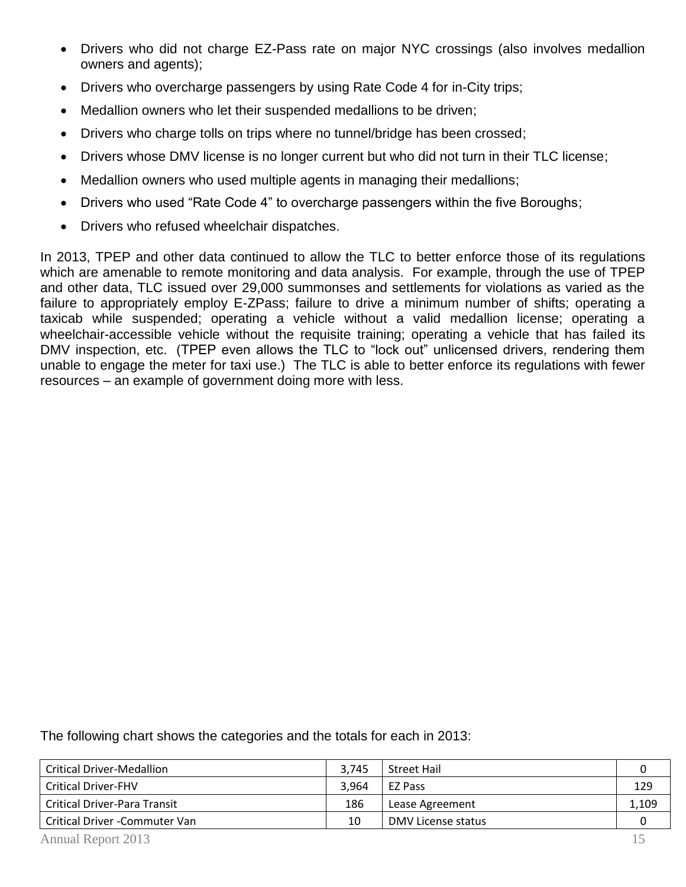- Drivers who did not charge EZ-Pass rate on major NYC crossings (also involves medallion owners and agents);
- Drivers who overcharge passengers by using Rate Code 4 for in-City trips;
- Medallion owners who let their suspended medallions to be driven;
- Drivers who charge tolls on trips where no tunnel/bridge has been crossed;
- Drivers whose DMV license is no longer current but who did not turn in their TLC license;
- Medallion owners who used multiple agents in managing their medallions;
- Drivers who used "Rate Code 4" to overcharge passengers within the five Boroughs;
- Drivers who refused wheelchair dispatches.

In 2013, TPEP and other data continued to allow the TLC to better enforce those of its regulations which are amenable to remote monitoring and data analysis. For example, through the use of TPEP and other data, TLC issued over 29,000 summonses and settlements for violations as varied as the failure to appropriately employ E-ZPass; failure to drive a minimum number of shifts; operating a taxicab while suspended; operating a vehicle without a valid medallion license; operating a wheelchair-accessible vehicle without the requisite training; operating a vehicle that has failed its DMV inspection, etc. (TPEP even allows the TLC to "lock out" unlicensed drivers, rendering them unable to engage the meter for taxi use.) The TLC is able to better enforce its regulations with fewer resources – an example of government doing more with less.

The following chart shows the categories and the totals for each in 2013:

| Critical Driver-Medallion | 3,745 | Street Hail | 0 |
|---|---|---|---|
| Critical Driver-FHV | 3,964 | EZ Pass | 129 |
| Critical Driver-Para Transit | 186 | Lease Agreement | 1,109 |
| Critical Driver -Commuter Van | 10 | DMV License status | 0 |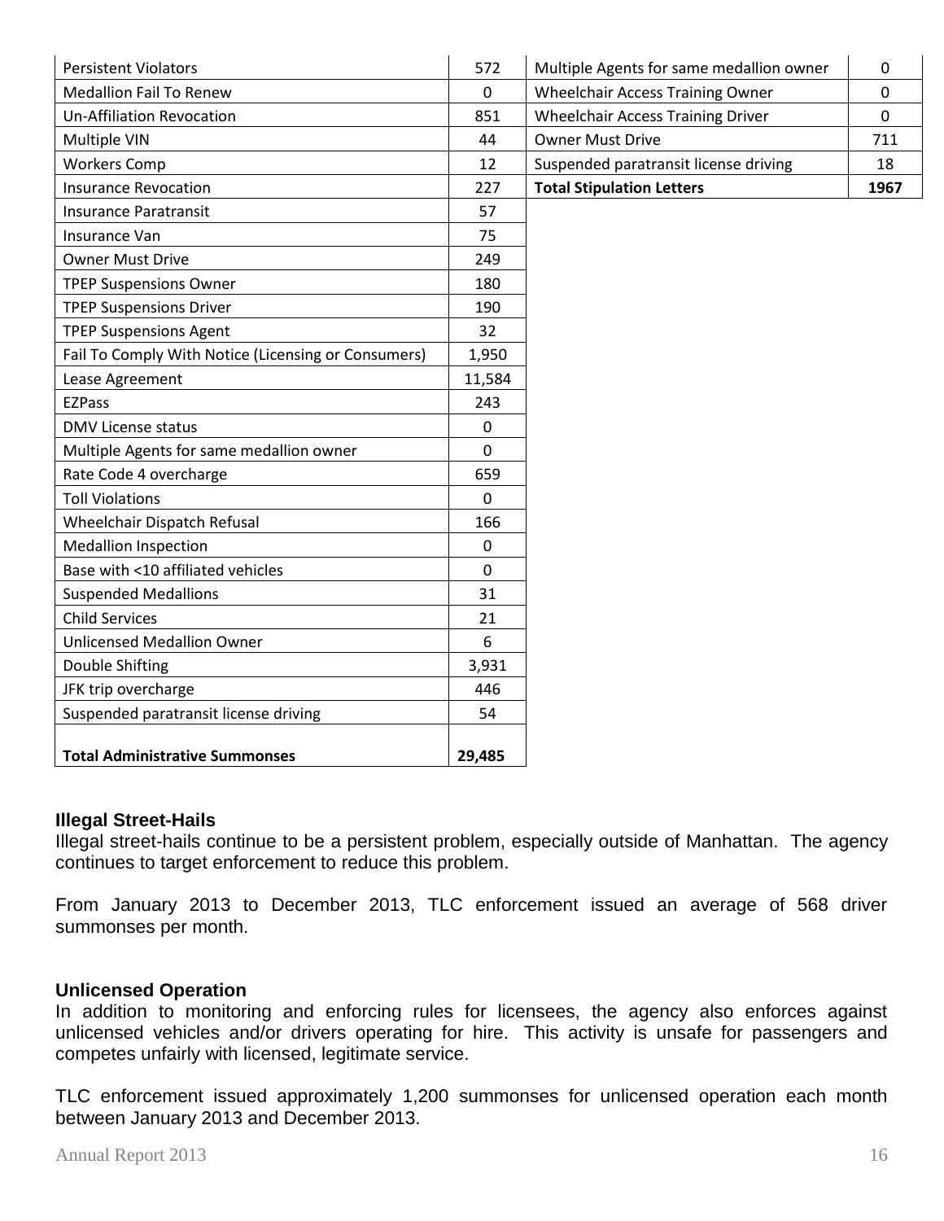| Persistent Violators | 572 |
|---|---|
| Medallion Fail To Renew | 0 |
| Un-Affiliation Revocation | 851 |
| Multiple VIN | 44 |
| Workers Comp | 12 |
| Insurance Revocation | 227 |
| Insurance Paratransit | 57 |
| Insurance Van | 75 |
| Owner Must Drive | 249 |
| TPEP Suspensions Owner | 180 |
| TPEP Suspensions Driver | 190 |
| TPEP Suspensions Agent | 32 |
| Fail To Comply With Notice (Licensing or Consumers) | 1,950 |
| Lease Agreement | 11,584 |
| EZPass | 243 |
| DMV License status | 0 |
| Multiple Agents for same medallion owner | 0 |
| Rate Code 4 overcharge | 659 |
| Toll Violations | 0 |
| Wheelchair Dispatch Refusal | 166 |
| Medallion Inspection | 0 |
| Base with <10 affiliated vehicles | 0 |
| Suspended Medallions | 31 |
| Child Services | 21 |
| Unlicensed Medallion Owner | 6 |
| Double Shifting | 3,931 |
| JFK trip overcharge | 446 |
| Suspended paratransit license driving | 54 |
| **Total Administrative Summonses** | **29,485** |

| Multiple Agents for same medallion owner | 0 |
|---|---|
| Wheelchair Access Training Owner | 0 |
| Wheelchair Access Training Driver | 0 |
| Owner Must Drive | 711 |
| Suspended paratransit license driving | 18 |
| **Total Stipulation Letters** | **1967** |

**Illegal Street-Hails**

Illegal street-hails continue to be a persistent problem, especially outside of Manhattan. The agency continues to target enforcement to reduce this problem.

From January 2013 to December 2013, TLC enforcement issued an average of 568 driver summonses per month.

**Unlicensed Operation**

In addition to monitoring and enforcing rules for licensees, the agency also enforces against unlicensed vehicles and/or drivers operating for hire. This activity is unsafe for passengers and competes unfairly with licensed, legitimate service.

TLC enforcement issued approximately 1,200 summonses for unlicensed operation each month between January 2013 and December 2013.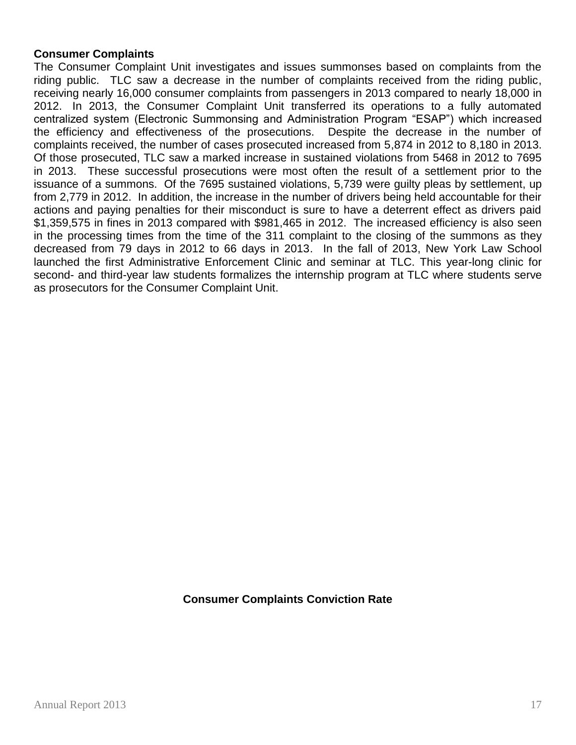**Consumer Complaints**

The Consumer Complaint Unit investigates and issues summonses based on complaints from the riding public. TLC saw a decrease in the number of complaints received from the riding public, receiving nearly 16,000 consumer complaints from passengers in 2013 compared to nearly 18,000 in 2012. In 2013, the Consumer Complaint Unit transferred its operations to a fully automated centralized system (Electronic Summonsing and Administration Program "ESAP") which increased the efficiency and effectiveness of the prosecutions. Despite the decrease in the number of complaints received, the number of cases prosecuted increased from 5,874 in 2012 to 8,180 in 2013. Of those prosecuted, TLC saw a marked increase in sustained violations from 5468 in 2012 to 7695 in 2013. These successful prosecutions were most often the result of a settlement prior to the issuance of a summons. Of the 7695 sustained violations, 5,739 were guilty pleas by settlement, up from 2,779 in 2012. In addition, the increase in the number of drivers being held accountable for their actions and paying penalties for their misconduct is sure to have a deterrent effect as drivers paid $1,359,575 in fines in 2013 compared with $981,465 in 2012. The increased efficiency is also seen in the processing times from the time of the 311 complaint to the closing of the summons as they decreased from 79 days in 2012 to 66 days in 2013. In the fall of 2013, New York Law School launched the first Administrative Enforcement Clinic and seminar at TLC. This year-long clinic for second- and third-year law students formalizes the internship program at TLC where students serve as prosecutors for the Consumer Complaint Unit.

**Consumer Complaints Conviction Rate**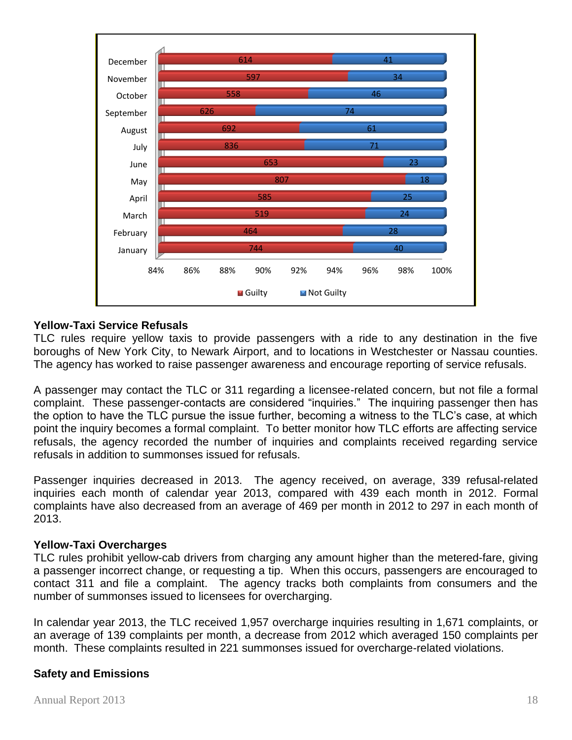| Month | Guilty | Not Guilty |
|---|---|---|
| December | 614 | 41 |
| November | 597 | 34 |
| October | 558 | 46 |
| September | 626 | 74 |
| August | 692 | 61 |
| July | 836 | 71 |
| June | 653 | 23 |
| May | 807 | 18 |
| April | 585 | 25 |
| March | 519 | 24 |
| February | 464 | 28 |
| January | 744 | 40 |

**Yellow-Taxi Service Refusals**

TLC rules require yellow taxis to provide passengers with a ride to any destination in the five boroughs of New York City, to Newark Airport, and to locations in Westchester or Nassau counties. The agency has worked to raise passenger awareness and encourage reporting of service refusals.

A passenger may contact the TLC or 311 regarding a licensee-related concern, but not file a formal complaint. These passenger-contacts are considered "inquiries." The inquiring passenger then has the option to have the TLC pursue the issue further, becoming a witness to the TLC's case, at which point the inquiry becomes a formal complaint. To better monitor how TLC efforts are affecting service refusals, the agency recorded the number of inquiries and complaints received regarding service refusals in addition to summonses issued for refusals.

Passenger inquiries decreased in 2013. The agency received, on average, 339 refusal-related inquiries each month of calendar year 2013, compared with 439 each month in 2012. Formal complaints have also decreased from an average of 469 per month in 2012 to 297 in each month of 2013.

**Yellow-Taxi Overcharges**

TLC rules prohibit yellow-cab drivers from charging any amount higher than the metered-fare, giving a passenger incorrect change, or requesting a tip. When this occurs, passengers are encouraged to contact 311 and file a complaint. The agency tracks both complaints from consumers and the number of summonses issued to licensees for overcharging.

In calendar year 2013, the TLC received 1,957 overcharge inquiries resulting in 1,671 complaints, or an average of 139 complaints per month, a decrease from 2012 which averaged 150 complaints per month. These complaints resulted in 221 summonses issued for overcharge-related violations.

**Safety and Emissions**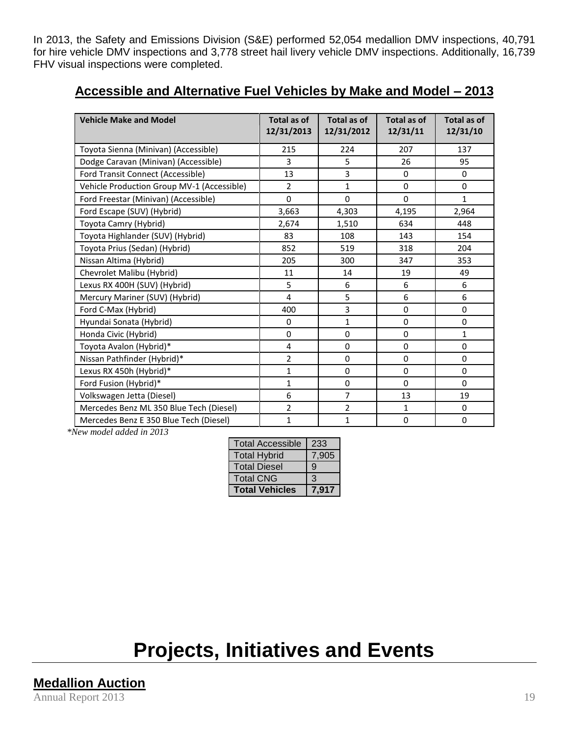In 2013, the Safety and Emissions Division (S&E) performed 52,054 medallion DMV inspections, 40,791 for hire vehicle DMV inspections and 3,778 street hail livery vehicle DMV inspections. Additionally, 16,739 FHV visual inspections were completed.

## Accessible and Alternative Fuel Vehicles by Make and Model – 2013

| Vehicle Make and Model | Total as of 12/31/2013 | Total as of 12/31/2012 | Total as of 12/31/11 | Total as of 12/31/10 |
|---|---|---|---|---|
| Toyota Sienna (Minivan) (Accessible) | 215 | 224 | 207 | 137 |
| Dodge Caravan (Minivan) (Accessible) | 3 | 5 | 26 | 95 |
| Ford Transit Connect (Accessible) | 13 | 3 | 0 | 0 |
| Vehicle Production Group MV-1 (Accessible) | 2 | 1 | 0 | 0 |
| Ford Freestar (Minivan) (Accessible) | 0 | 0 | 0 | 1 |
| Ford Escape (SUV) (Hybrid) | 3,663 | 4,303 | 4,195 | 2,964 |
| Toyota Camry (Hybrid) | 2,674 | 1,510 | 634 | 448 |
| Toyota Highlander (SUV) (Hybrid) | 83 | 108 | 143 | 154 |
| Toyota Prius (Sedan) (Hybrid) | 852 | 519 | 318 | 204 |
| Nissan Altima (Hybrid) | 205 | 300 | 347 | 353 |
| Chevrolet Malibu (Hybrid) | 11 | 14 | 19 | 49 |
| Lexus RX 400H (SUV) (Hybrid) | 5 | 6 | 6 | 6 |
| Mercury Mariner (SUV) (Hybrid) | 4 | 5 | 6 | 6 |
| Ford C-Max (Hybrid) | 400 | 3 | 0 | 0 |
| Hyundai Sonata (Hybrid) | 0 | 1 | 0 | 0 |
| Honda Civic (Hybrid) | 0 | 0 | 0 | 1 |
| Toyota Avalon (Hybrid)* | 4 | 0 | 0 | 0 |
| Nissan Pathfinder (Hybrid)* | 2 | 0 | 0 | 0 |
| Lexus RX 450h (Hybrid)* | 1 | 0 | 0 | 0 |
| Ford Fusion (Hybrid)* | 1 | 0 | 0 | 0 |
| Volkswagen Jetta (Diesel) | 6 | 7 | 13 | 19 |
| Mercedes Benz ML 350 Blue Tech (Diesel) | 2 | 2 | 1 | 0 |
| Mercedes Benz E 350 Blue Tech (Diesel) | 1 | 1 | 0 | 0 |

*New model added in 2013

| Total Accessible | 233 |
|---|---|
| Total Hybrid | 7,905 |
| Total Diesel | 9 |
| Total CNG | 3 |
| **Total Vehicles** | **7,917** |

# Projects, Initiatives and Events

## Medallion Auction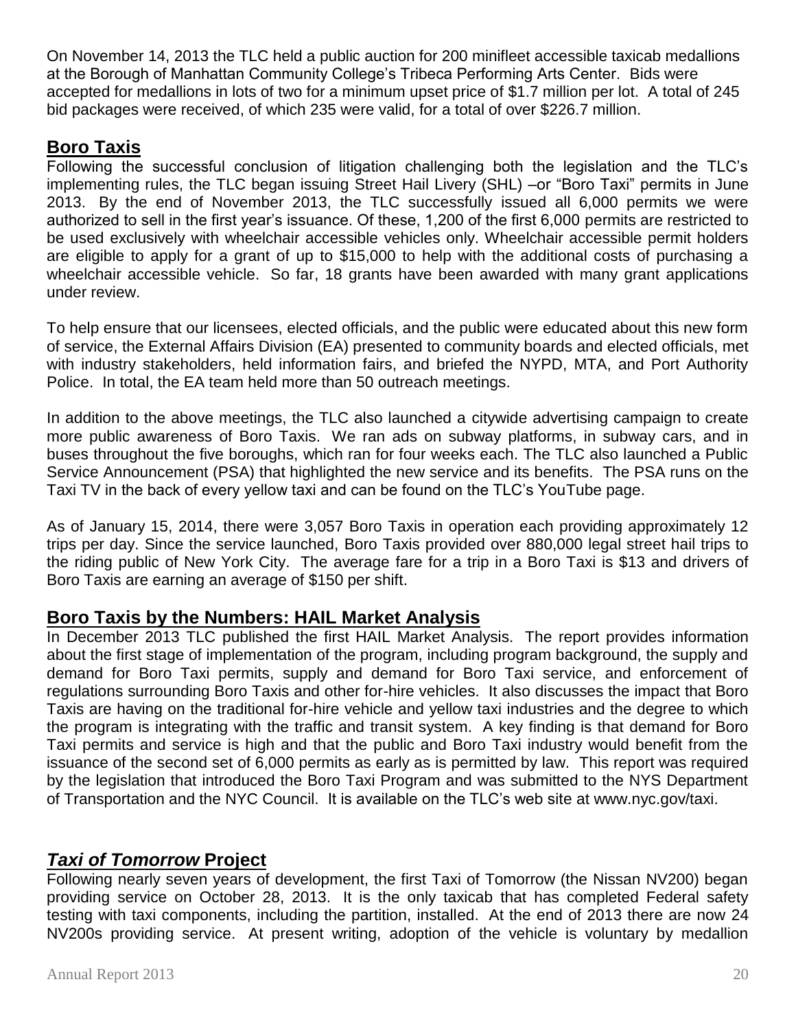On November 14, 2013 the TLC held a public auction for 200 minifleet accessible taxicab medallions at the Borough of Manhattan Community College's Tribeca Performing Arts Center. Bids were accepted for medallions in lots of two for a minimum upset price of $1.7 million per lot. A total of 245 bid packages were received, of which 235 were valid, for a total of over $226.7 million.

## Boro Taxis

Following the successful conclusion of litigation challenging both the legislation and the TLC's implementing rules, the TLC began issuing Street Hail Livery (SHL) –or "Boro Taxi" permits in June 2013. By the end of November 2013, the TLC successfully issued all 6,000 permits we were authorized to sell in the first year's issuance. Of these, 1,200 of the first 6,000 permits are restricted to be used exclusively with wheelchair accessible vehicles only. Wheelchair accessible permit holders are eligible to apply for a grant of up to $15,000 to help with the additional costs of purchasing a wheelchair accessible vehicle. So far, 18 grants have been awarded with many grant applications under review.

To help ensure that our licensees, elected officials, and the public were educated about this new form of service, the External Affairs Division (EA) presented to community boards and elected officials, met with industry stakeholders, held information fairs, and briefed the NYPD, MTA, and Port Authority Police. In total, the EA team held more than 50 outreach meetings.

In addition to the above meetings, the TLC also launched a citywide advertising campaign to create more public awareness of Boro Taxis. We ran ads on subway platforms, in subway cars, and in buses throughout the five boroughs, which ran for four weeks each. The TLC also launched a Public Service Announcement (PSA) that highlighted the new service and its benefits. The PSA runs on the Taxi TV in the back of every yellow taxi and can be found on the TLC's YouTube page.

As of January 15, 2014, there were 3,057 Boro Taxis in operation each providing approximately 12 trips per day. Since the service launched, Boro Taxis provided over 880,000 legal street hail trips to the riding public of New York City. The average fare for a trip in a Boro Taxi is $13 and drivers of Boro Taxis are earning an average of $150 per shift.

## Boro Taxis by the Numbers: HAIL Market Analysis

In December 2013 TLC published the first HAIL Market Analysis. The report provides information about the first stage of implementation of the program, including program background, the supply and demand for Boro Taxi permits, supply and demand for Boro Taxi service, and enforcement of regulations surrounding Boro Taxis and other for-hire vehicles. It also discusses the impact that Boro Taxis are having on the traditional for-hire vehicle and yellow taxi industries and the degree to which the program is integrating with the traffic and transit system. A key finding is that demand for Boro Taxi permits and service is high and that the public and Boro Taxi industry would benefit from the issuance of the second set of 6,000 permits as early as is permitted by law. This report was required by the legislation that introduced the Boro Taxi Program and was submitted to the NYS Department of Transportation and the NYC Council. It is available on the TLC's web site at www.nyc.gov/taxi.

## *Taxi of Tomorrow* Project

Following nearly seven years of development, the first Taxi of Tomorrow (the Nissan NV200) began providing service on October 28, 2013. It is the only taxicab that has completed Federal safety testing with taxi components, including the partition, installed. At the end of 2013 there are now 24 NV200s providing service. At present writing, adoption of the vehicle is voluntary by medallion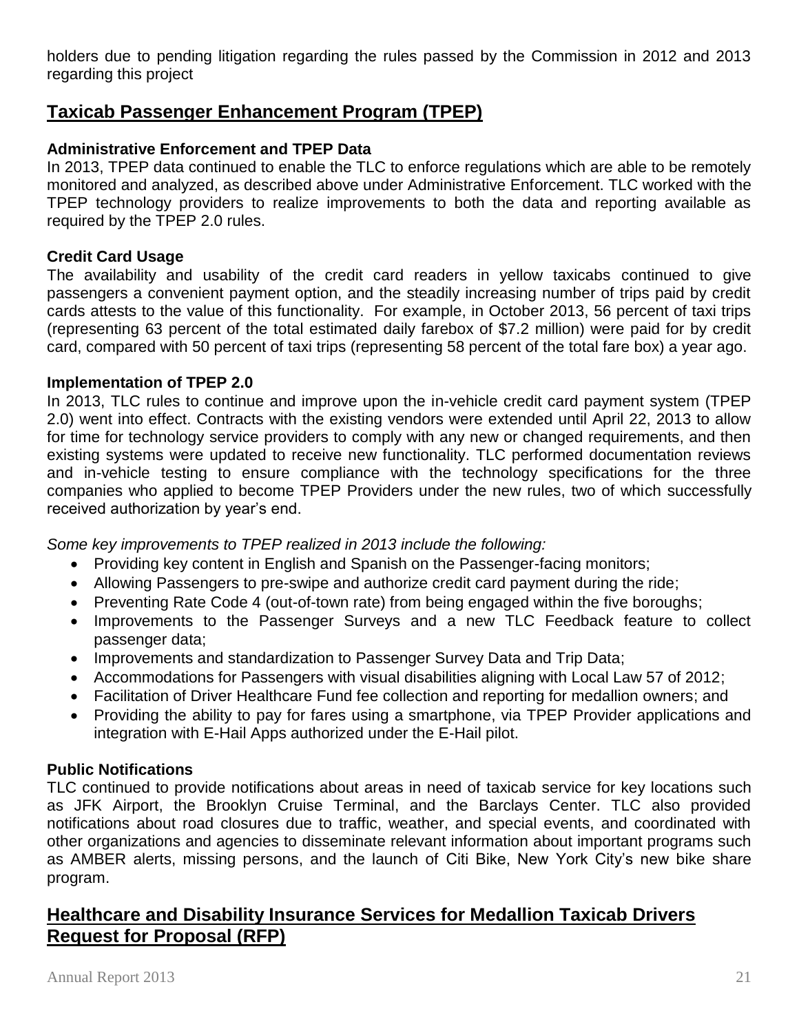holders due to pending litigation regarding the rules passed by the Commission in 2012 and 2013 regarding this project

## Taxicab Passenger Enhancement Program (TPEP)

### Administrative Enforcement and TPEP Data

In 2013, TPEP data continued to enable the TLC to enforce regulations which are able to be remotely monitored and analyzed, as described above under Administrative Enforcement. TLC worked with the TPEP technology providers to realize improvements to both the data and reporting available as required by the TPEP 2.0 rules.

### Credit Card Usage

The availability and usability of the credit card readers in yellow taxicabs continued to give passengers a convenient payment option, and the steadily increasing number of trips paid by credit cards attests to the value of this functionality. For example, in October 2013, 56 percent of taxi trips (representing 63 percent of the total estimated daily farebox of $7.2 million) were paid for by credit card, compared with 50 percent of taxi trips (representing 58 percent of the total fare box) a year ago.

### Implementation of TPEP 2.0

In 2013, TLC rules to continue and improve upon the in-vehicle credit card payment system (TPEP 2.0) went into effect. Contracts with the existing vendors were extended until April 22, 2013 to allow for time for technology service providers to comply with any new or changed requirements, and then existing systems were updated to receive new functionality. TLC performed documentation reviews and in-vehicle testing to ensure compliance with the technology specifications for the three companies who applied to become TPEP Providers under the new rules, two of which successfully received authorization by year's end.

*Some key improvements to TPEP realized in 2013 include the following:*

- Providing key content in English and Spanish on the Passenger-facing monitors;
- Allowing Passengers to pre-swipe and authorize credit card payment during the ride;
- Preventing Rate Code 4 (out-of-town rate) from being engaged within the five boroughs;
- Improvements to the Passenger Surveys and a new TLC Feedback feature to collect passenger data;
- Improvements and standardization to Passenger Survey Data and Trip Data;
- Accommodations for Passengers with visual disabilities aligning with Local Law 57 of 2012;
- Facilitation of Driver Healthcare Fund fee collection and reporting for medallion owners; and
- Providing the ability to pay for fares using a smartphone, via TPEP Provider applications and integration with E-Hail Apps authorized under the E-Hail pilot.

### Public Notifications

TLC continued to provide notifications about areas in need of taxicab service for key locations such as JFK Airport, the Brooklyn Cruise Terminal, and the Barclays Center. TLC also provided notifications about road closures due to traffic, weather, and special events, and coordinated with other organizations and agencies to disseminate relevant information about important programs such as AMBER alerts, missing persons, and the launch of Citi Bike, New York City's new bike share program.

## Healthcare and Disability Insurance Services for Medallion Taxicab Drivers Request for Proposal (RFP)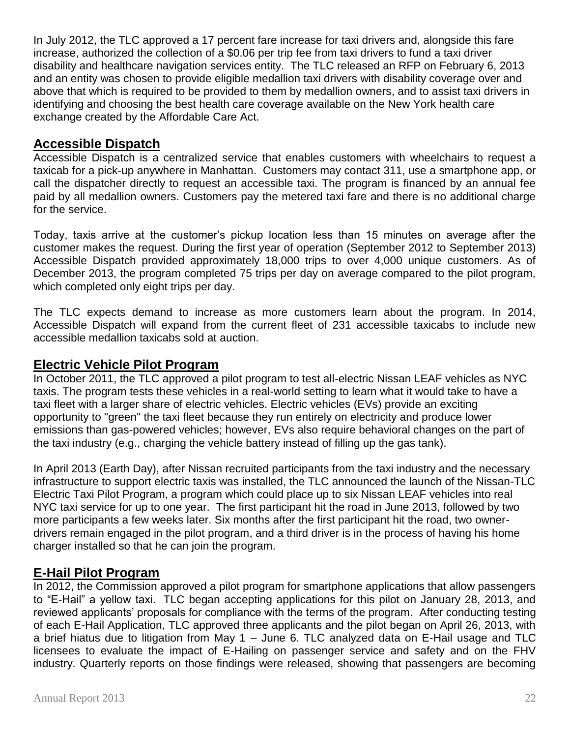In July 2012, the TLC approved a 17 percent fare increase for taxi drivers and, alongside this fare increase, authorized the collection of a $0.06 per trip fee from taxi drivers to fund a taxi driver disability and healthcare navigation services entity. The TLC released an RFP on February 6, 2013 and an entity was chosen to provide eligible medallion taxi drivers with disability coverage over and above that which is required to be provided to them by medallion owners, and to assist taxi drivers in identifying and choosing the best health care coverage available on the New York health care exchange created by the Affordable Care Act.

## Accessible Dispatch

Accessible Dispatch is a centralized service that enables customers with wheelchairs to request a taxicab for a pick-up anywhere in Manhattan. Customers may contact 311, use a smartphone app, or call the dispatcher directly to request an accessible taxi. The program is financed by an annual fee paid by all medallion owners. Customers pay the metered taxi fare and there is no additional charge for the service.

Today, taxis arrive at the customer's pickup location less than 15 minutes on average after the customer makes the request. During the first year of operation (September 2012 to September 2013) Accessible Dispatch provided approximately 18,000 trips to over 4,000 unique customers. As of December 2013, the program completed 75 trips per day on average compared to the pilot program, which completed only eight trips per day.

The TLC expects demand to increase as more customers learn about the program. In 2014, Accessible Dispatch will expand from the current fleet of 231 accessible taxicabs to include new accessible medallion taxicabs sold at auction.

## Electric Vehicle Pilot Program

In October 2011, the TLC approved a pilot program to test all-electric Nissan LEAF vehicles as NYC taxis. The program tests these vehicles in a real-world setting to learn what it would take to have a taxi fleet with a larger share of electric vehicles. Electric vehicles (EVs) provide an exciting opportunity to "green" the taxi fleet because they run entirely on electricity and produce lower emissions than gas-powered vehicles; however, EVs also require behavioral changes on the part of the taxi industry (e.g., charging the vehicle battery instead of filling up the gas tank).

In April 2013 (Earth Day), after Nissan recruited participants from the taxi industry and the necessary infrastructure to support electric taxis was installed, the TLC announced the launch of the Nissan-TLC Electric Taxi Pilot Program, a program which could place up to six Nissan LEAF vehicles into real NYC taxi service for up to one year. The first participant hit the road in June 2013, followed by two more participants a few weeks later. Six months after the first participant hit the road, two owner-drivers remain engaged in the pilot program, and a third driver is in the process of having his home charger installed so that he can join the program.

## E-Hail Pilot Program

In 2012, the Commission approved a pilot program for smartphone applications that allow passengers to "E-Hail" a yellow taxi. TLC began accepting applications for this pilot on January 28, 2013, and reviewed applicants' proposals for compliance with the terms of the program. After conducting testing of each E-Hail Application, TLC approved three applicants and the pilot began on April 26, 2013, with a brief hiatus due to litigation from May 1 – June 6. TLC analyzed data on E-Hail usage and TLC licensees to evaluate the impact of E-Hailing on passenger service and safety and on the FHV industry. Quarterly reports on those findings were released, showing that passengers are becoming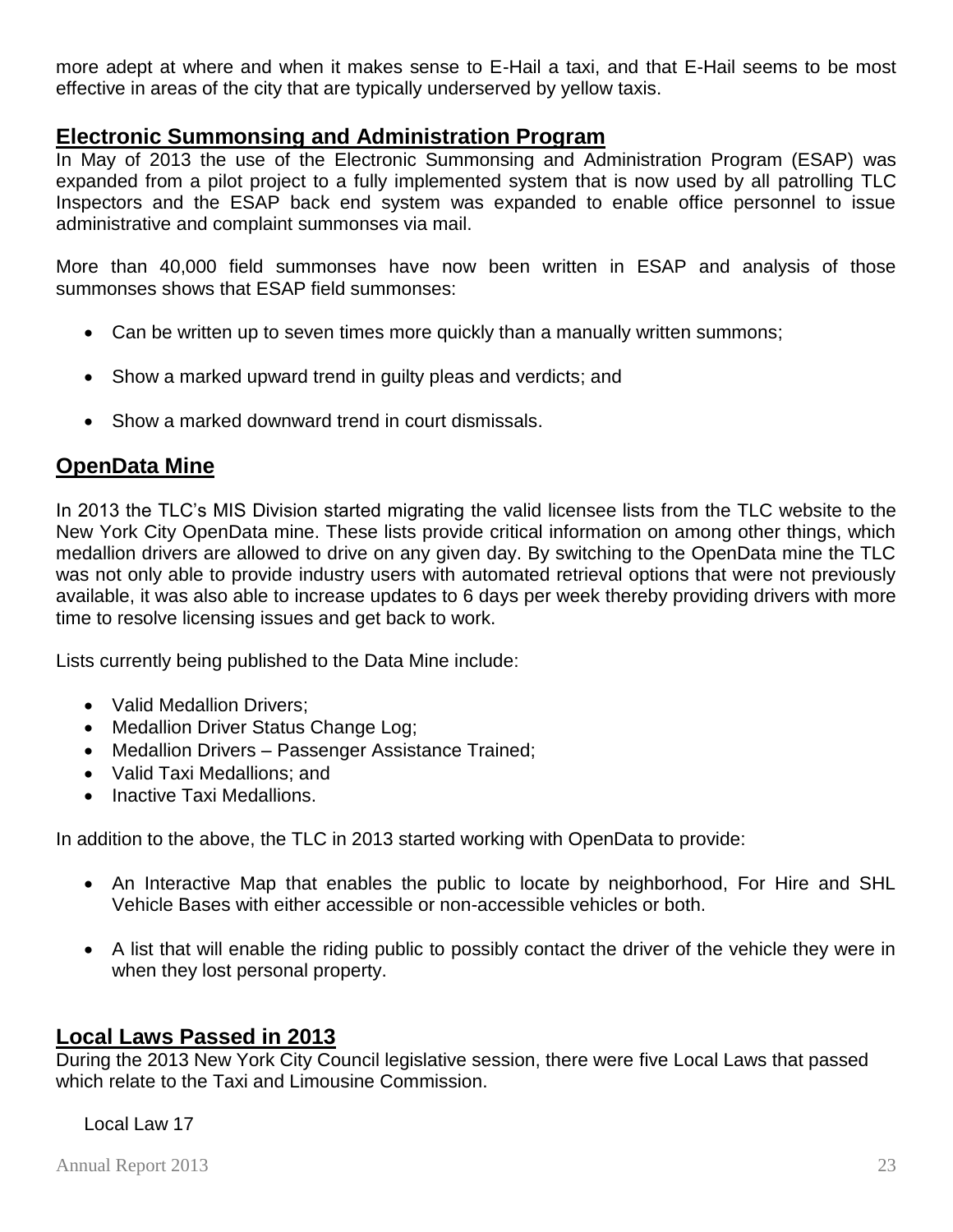more adept at where and when it makes sense to E-Hail a taxi, and that E-Hail seems to be most effective in areas of the city that are typically underserved by yellow taxis.

## Electronic Summonsing and Administration Program

In May of 2013 the use of the Electronic Summonsing and Administration Program (ESAP) was expanded from a pilot project to a fully implemented system that is now used by all patrolling TLC Inspectors and the ESAP back end system was expanded to enable office personnel to issue administrative and complaint summonses via mail.

More than 40,000 field summonses have now been written in ESAP and analysis of those summonses shows that ESAP field summonses:

- Can be written up to seven times more quickly than a manually written summons;
- Show a marked upward trend in guilty pleas and verdicts; and
- Show a marked downward trend in court dismissals.

## OpenData Mine

In 2013 the TLC's MIS Division started migrating the valid licensee lists from the TLC website to the New York City OpenData mine. These lists provide critical information on among other things, which medallion drivers are allowed to drive on any given day. By switching to the OpenData mine the TLC was not only able to provide industry users with automated retrieval options that were not previously available, it was also able to increase updates to 6 days per week thereby providing drivers with more time to resolve licensing issues and get back to work.

Lists currently being published to the Data Mine include:

- Valid Medallion Drivers;
- Medallion Driver Status Change Log;
- Medallion Drivers – Passenger Assistance Trained;
- Valid Taxi Medallions; and
- Inactive Taxi Medallions.

In addition to the above, the TLC in 2013 started working with OpenData to provide:

- An Interactive Map that enables the public to locate by neighborhood, For Hire and SHL Vehicle Bases with either accessible or non-accessible vehicles or both.
- A list that will enable the riding public to possibly contact the driver of the vehicle they were in when they lost personal property.

## Local Laws Passed in 2013

During the 2013 New York City Council legislative session, there were five Local Laws that passed which relate to the Taxi and Limousine Commission.

Local Law 17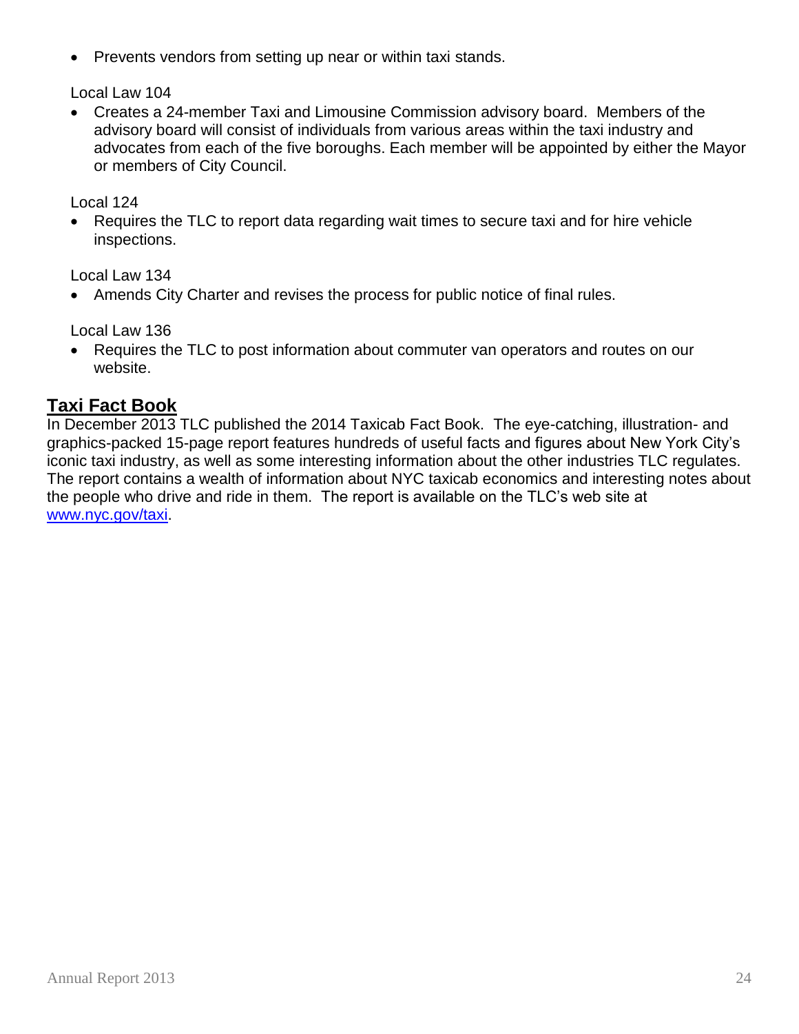- Prevents vendors from setting up near or within taxi stands.

Local Law 104

- Creates a 24-member Taxi and Limousine Commission advisory board. Members of the advisory board will consist of individuals from various areas within the taxi industry and advocates from each of the five boroughs. Each member will be appointed by either the Mayor or members of City Council.

Local 124

- Requires the TLC to report data regarding wait times to secure taxi and for hire vehicle inspections.

Local Law 134

- Amends City Charter and revises the process for public notice of final rules.

Local Law 136

- Requires the TLC to post information about commuter van operators and routes on our website.

## Taxi Fact Book

In December 2013 TLC published the 2014 Taxicab Fact Book. The eye-catching, illustration- and graphics-packed 15-page report features hundreds of useful facts and figures about New York City's iconic taxi industry, as well as some interesting information about the other industries TLC regulates. The report contains a wealth of information about NYC taxicab economics and interesting notes about the people who drive and ride in them. The report is available on the TLC's web site at [www.nyc.gov/taxi](http://www.nyc.gov/taxi).